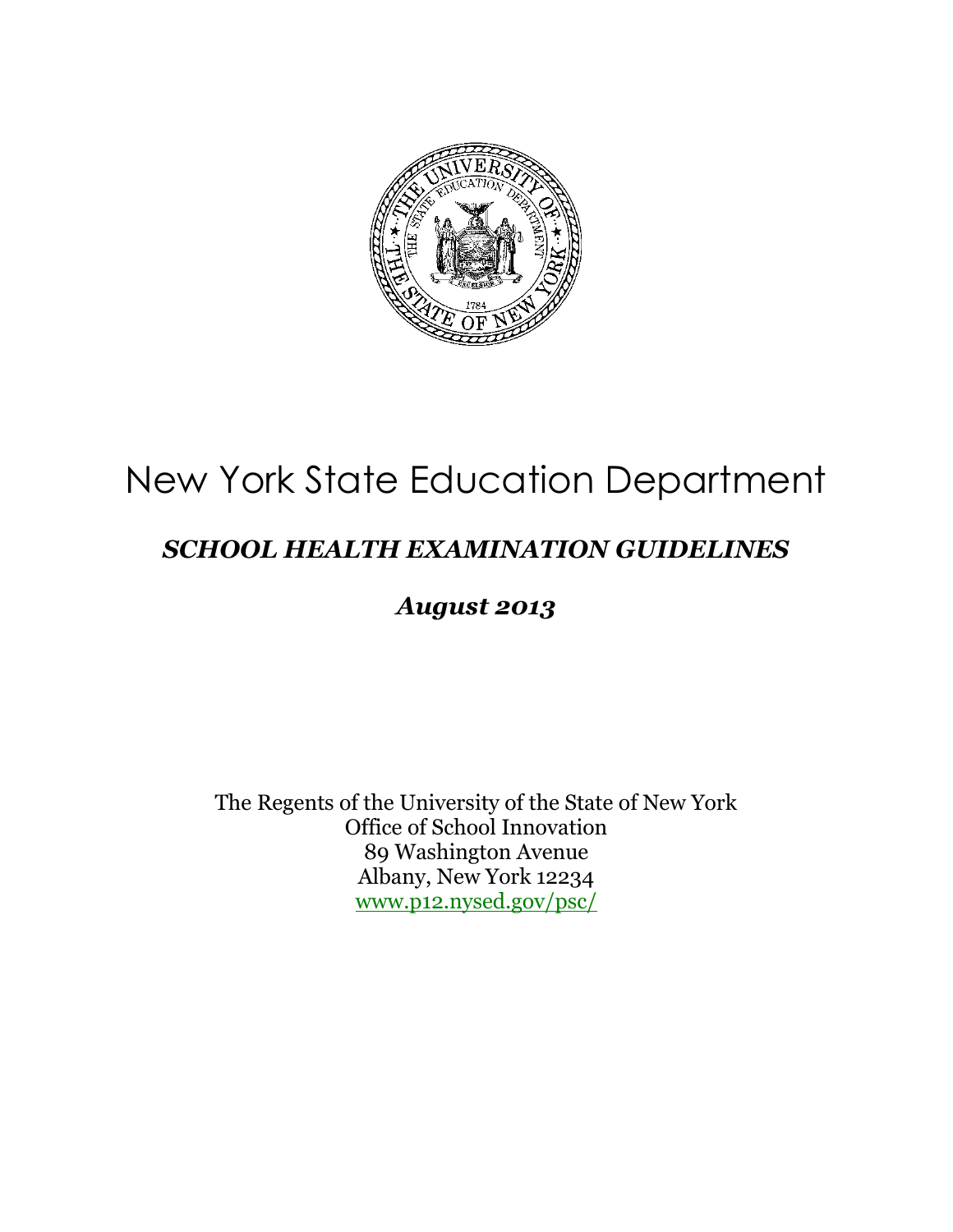# New York State Education Department

## *SCHOOL HEALTH EXAMINATION GUIDELINES*

### *August 2013*

The Regents of the University of the State of New York
Office of School Innovation
89 Washington Avenue
Albany, New York 12234
www.p12.nysed.gov/psc/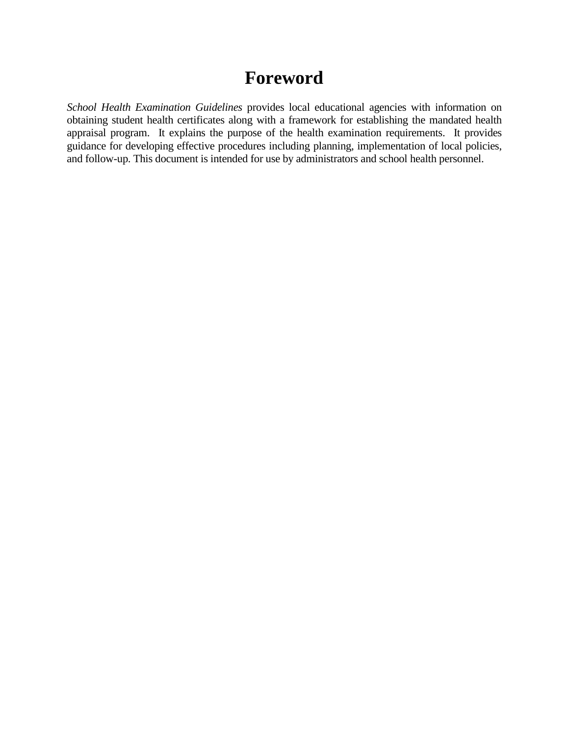# Foreword

*School Health Examination Guidelines* provides local educational agencies with information on obtaining student health certificates along with a framework for establishing the mandated health appraisal program. It explains the purpose of the health examination requirements. It provides guidance for developing effective procedures including planning, implementation of local policies, and follow-up. This document is intended for use by administrators and school health personnel.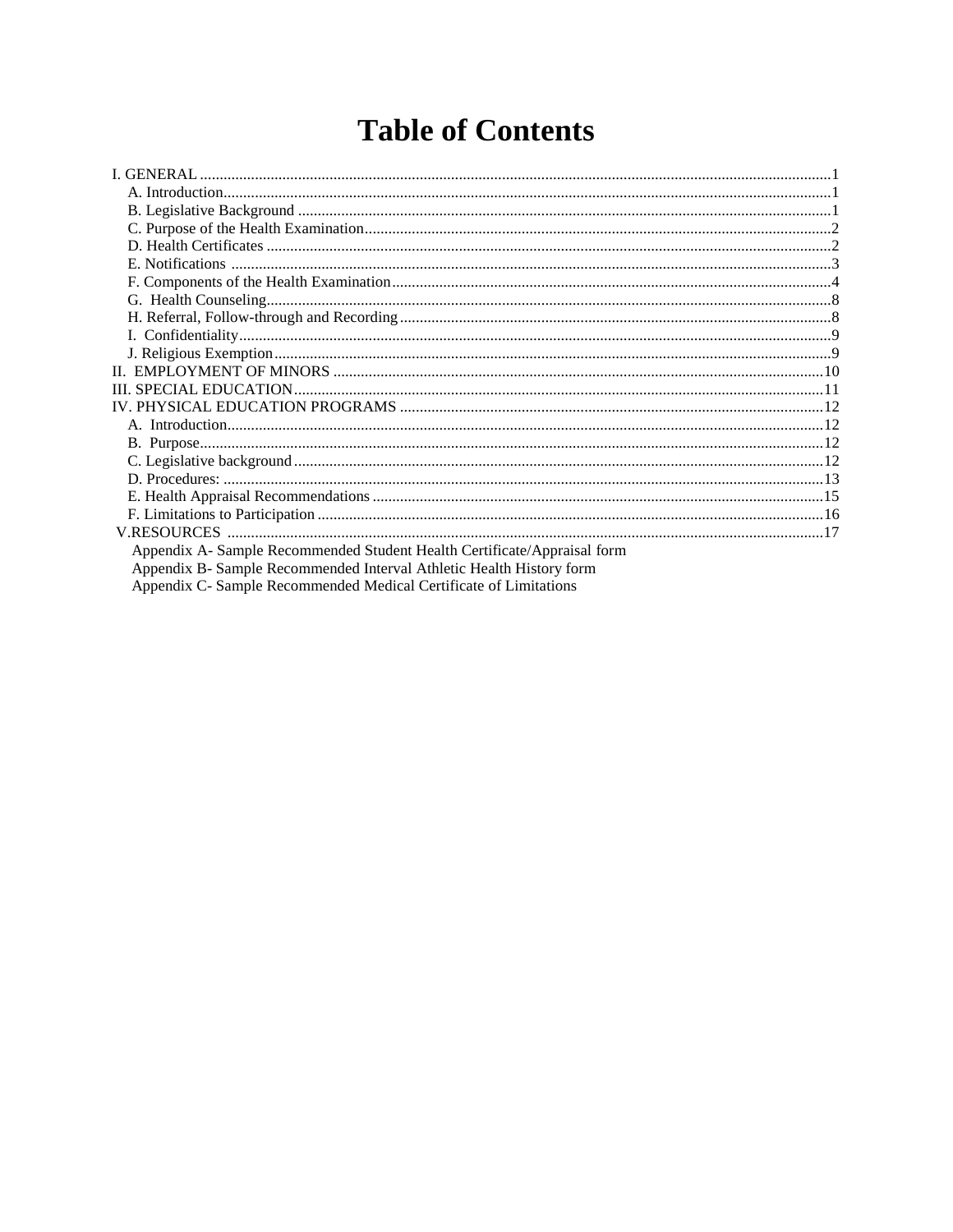# Table of Contents

I. GENERAL .............................................................................................................................................1

- A. Introduction.........................................................................................................................................1
- B. Legislative Background ......................................................................................................................1
- C. Purpose of the Health Examination....................................................................................................2
- D. Health Certificates .............................................................................................................................2
- E. Notifications .......................................................................................................................................3
- F. Components of the Health Examination..............................................................................................4
- G. Health Counseling..............................................................................................................................8
- H. Referral, Follow-through and Recording............................................................................................8
- I. Confidentiality.....................................................................................................................................9
- J. Religious Exemption............................................................................................................................9

II. EMPLOYMENT OF MINORS ...........................................................................................................10

III. SPECIAL EDUCATION.....................................................................................................................11

IV. PHYSICAL EDUCATION PROGRAMS ..........................................................................................12

- A. Introduction......................................................................................................................................12
- B. Purpose.............................................................................................................................................12
- C. Legislative background .....................................................................................................................12
- D. Procedures: .......................................................................................................................................13
- E. Health Appraisal Recommendations ..................................................................................................15
- F. Limitations to Participation ...............................................................................................................16

V.RESOURCES .......................................................................................................................................17

- Appendix A- Sample Recommended Student Health Certificate/Appraisal form
- Appendix B- Sample Recommended Interval Athletic Health History form
- Appendix C- Sample Recommended Medical Certificate of Limitations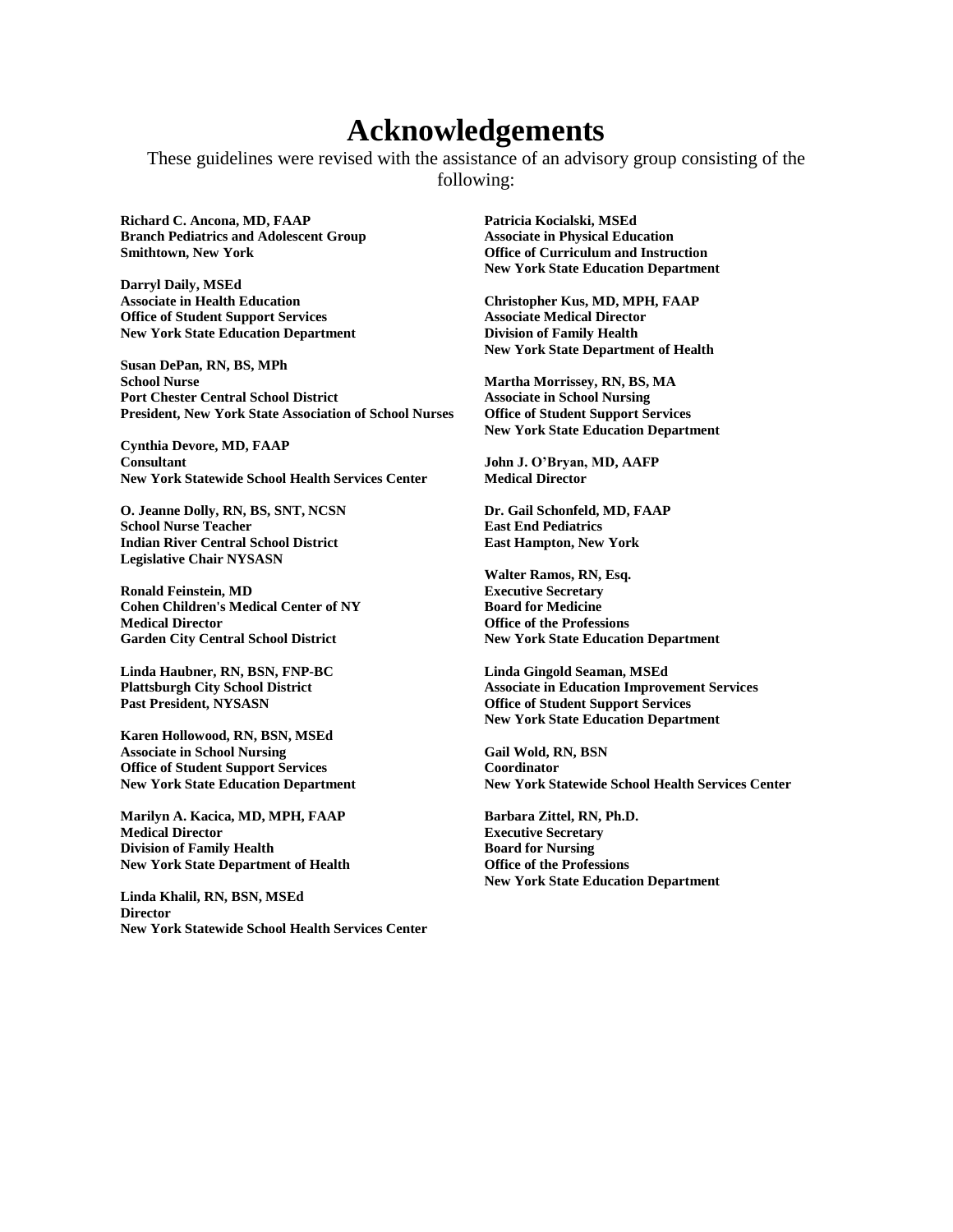# Acknowledgements

These guidelines were revised with the assistance of an advisory group consisting of the following:

**Richard C. Ancona, MD, FAAP**
**Branch Pediatrics and Adolescent Group**
**Smithtown, New York**

**Darryl Daily, MSEd**
**Associate in Health Education**
**Office of Student Support Services**
**New York State Education Department**

**Susan DePan, RN, BS, MPh**
**School Nurse**
**Port Chester Central School District**
**President, New York State Association of School Nurses**

**Cynthia Devore, MD, FAAP**
**Consultant**
**New York Statewide School Health Services Center**

**O. Jeanne Dolly, RN, BS, SNT, NCSN**
**School Nurse Teacher**
**Indian River Central School District**
**Legislative Chair NYSASN**

**Ronald Feinstein, MD**
**Cohen Children's Medical Center of NY**
**Medical Director**
**Garden City Central School District**

**Linda Haubner, RN, BSN, FNP-BC**
**Plattsburgh City School District**
**Past President, NYSASN**

**Karen Hollowood, RN, BSN, MSEd**
**Associate in School Nursing**
**Office of Student Support Services**
**New York State Education Department**

**Marilyn A. Kacica, MD, MPH, FAAP**
**Medical Director**
**Division of Family Health**
**New York State Department of Health**

**Linda Khalil, RN, BSN, MSEd**
**Director**
**New York Statewide School Health Services Center**

**Patricia Kocialski, MSEd**
**Associate in Physical Education**
**Office of Curriculum and Instruction**
**New York State Education Department**

**Christopher Kus, MD, MPH, FAAP**
**Associate Medical Director**
**Division of Family Health**
**New York State Department of Health**

**Martha Morrissey, RN, BS, MA**
**Associate in School Nursing**
**Office of Student Support Services**
**New York State Education Department**

**John J. O'Bryan, MD, AAFP**
**Medical Director**

**Dr. Gail Schonfeld, MD, FAAP**
**East End Pediatrics**
**East Hampton, New York**

**Walter Ramos, RN, Esq.**
**Executive Secretary**
**Board for Medicine**
**Office of the Professions**
**New York State Education Department**

**Linda Gingold Seaman, MSEd**
**Associate in Education Improvement Services**
**Office of Student Support Services**
**New York State Education Department**

**Gail Wold, RN, BSN**
**Coordinator**
**New York Statewide School Health Services Center**

**Barbara Zittel, RN, Ph.D.**
**Executive Secretary**
**Board for Nursing**
**Office of the Professions**
**New York State Education Department**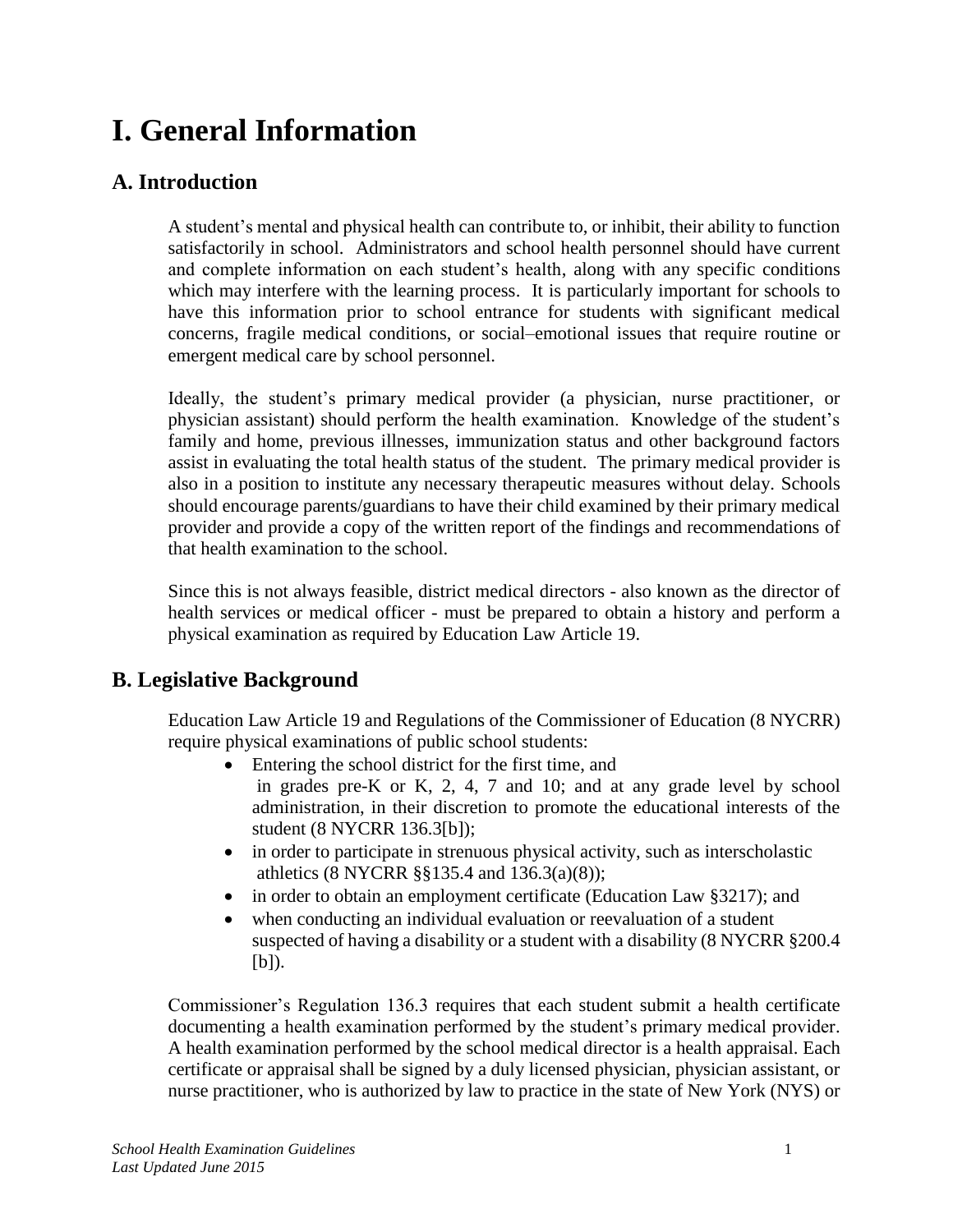# I. General Information

## A. Introduction

A student's mental and physical health can contribute to, or inhibit, their ability to function satisfactorily in school. Administrators and school health personnel should have current and complete information on each student's health, along with any specific conditions which may interfere with the learning process. It is particularly important for schools to have this information prior to school entrance for students with significant medical concerns, fragile medical conditions, or social–emotional issues that require routine or emergent medical care by school personnel.

Ideally, the student's primary medical provider (a physician, nurse practitioner, or physician assistant) should perform the health examination. Knowledge of the student's family and home, previous illnesses, immunization status and other background factors assist in evaluating the total health status of the student. The primary medical provider is also in a position to institute any necessary therapeutic measures without delay. Schools should encourage parents/guardians to have their child examined by their primary medical provider and provide a copy of the written report of the findings and recommendations of that health examination to the school.

Since this is not always feasible, district medical directors - also known as the director of health services or medical officer - must be prepared to obtain a history and perform a physical examination as required by Education Law Article 19.

## B. Legislative Background

Education Law Article 19 and Regulations of the Commissioner of Education (8 NYCRR) require physical examinations of public school students:

- Entering the school district for the first time, and in grades pre-K or K, 2, 4, 7 and 10; and at any grade level by school administration, in their discretion to promote the educational interests of the student (8 NYCRR 136.3[b]);
- in order to participate in strenuous physical activity, such as interscholastic athletics (8 NYCRR §§135.4 and 136.3(a)(8));
- in order to obtain an employment certificate (Education Law §3217); and
- when conducting an individual evaluation or reevaluation of a student suspected of having a disability or a student with a disability (8 NYCRR §200.4 [b]).

Commissioner's Regulation 136.3 requires that each student submit a health certificate documenting a health examination performed by the student's primary medical provider. A health examination performed by the school medical director is a health appraisal. Each certificate or appraisal shall be signed by a duly licensed physician, physician assistant, or nurse practitioner, who is authorized by law to practice in the state of New York (NYS) or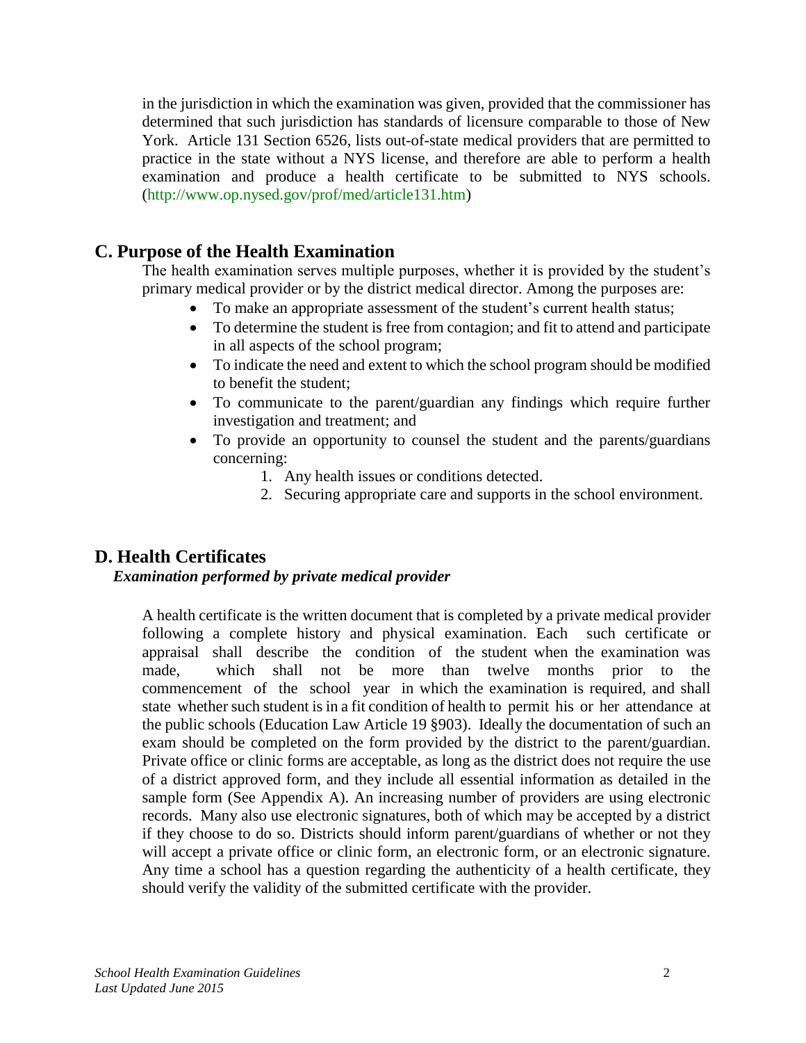in the jurisdiction in which the examination was given, provided that the commissioner has determined that such jurisdiction has standards of licensure comparable to those of New York. Article 131 Section 6526, lists out-of-state medical providers that are permitted to practice in the state without a NYS license, and therefore are able to perform a health examination and produce a health certificate to be submitted to NYS schools. (http://www.op.nysed.gov/prof/med/article131.htm)

## C. Purpose of the Health Examination

The health examination serves multiple purposes, whether it is provided by the student's primary medical provider or by the district medical director. Among the purposes are:

- To make an appropriate assessment of the student's current health status;
- To determine the student is free from contagion; and fit to attend and participate in all aspects of the school program;
- To indicate the need and extent to which the school program should be modified to benefit the student;
- To communicate to the parent/guardian any findings which require further investigation and treatment; and
- To provide an opportunity to counsel the student and the parents/guardians concerning:
    1. Any health issues or conditions detected.
    2. Securing appropriate care and supports in the school environment.

## D. Health Certificates

***Examination performed by private medical provider***

A health certificate is the written document that is completed by a private medical provider following a complete history and physical examination. Each such certificate or appraisal shall describe the condition of the student when the examination was made, which shall not be more than twelve months prior to the commencement of the school year in which the examination is required, and shall state whether such student is in a fit condition of health to permit his or her attendance at the public schools (Education Law Article 19 §903). Ideally the documentation of such an exam should be completed on the form provided by the district to the parent/guardian. Private office or clinic forms are acceptable, as long as the district does not require the use of a district approved form, and they include all essential information as detailed in the sample form (See Appendix A). An increasing number of providers are using electronic records. Many also use electronic signatures, both of which may be accepted by a district if they choose to do so. Districts should inform parent/guardians of whether or not they will accept a private office or clinic form, an electronic form, or an electronic signature. Any time a school has a question regarding the authenticity of a health certificate, they should verify the validity of the submitted certificate with the provider.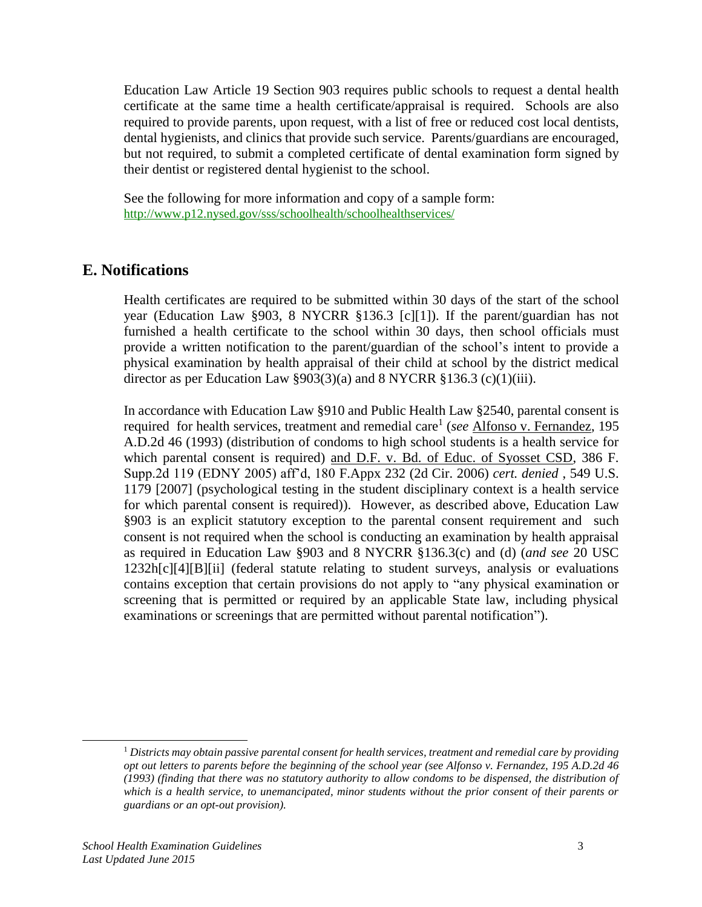Education Law Article 19 Section 903 requires public schools to request a dental health certificate at the same time a health certificate/appraisal is required. Schools are also required to provide parents, upon request, with a list of free or reduced cost local dentists, dental hygienists, and clinics that provide such service. Parents/guardians are encouraged, but not required, to submit a completed certificate of dental examination form signed by their dentist or registered dental hygienist to the school.

See the following for more information and copy of a sample form: http://www.p12.nysed.gov/sss/schoolhealth/schoolhealthservices/

## E. Notifications

Health certificates are required to be submitted within 30 days of the start of the school year (Education Law §903, 8 NYCRR §136.3 [c][1]). If the parent/guardian has not furnished a health certificate to the school within 30 days, then school officials must provide a written notification to the parent/guardian of the school's intent to provide a physical examination by health appraisal of their child at school by the district medical director as per Education Law §903(3)(a) and 8 NYCRR §136.3 (c)(1)(iii).

In accordance with Education Law §910 and Public Health Law §2540, parental consent is required for health services, treatment and remedial care[1] (*see* Alfonso v. Fernandez, 195 A.D.2d 46 (1993) (distribution of condoms to high school students is a health service for which parental consent is required) and D.F. v. Bd. of Educ. of Syosset CSD, 386 F. Supp.2d 119 (EDNY 2005) aff'd, 180 F.Appx 232 (2d Cir. 2006) *cert. denied* , 549 U.S. 1179 [2007] (psychological testing in the student disciplinary context is a health service for which parental consent is required)). However, as described above, Education Law §903 is an explicit statutory exception to the parental consent requirement and such consent is not required when the school is conducting an examination by health appraisal as required in Education Law §903 and 8 NYCRR §136.3(c) and (d) (*and see* 20 USC 1232h[c][4][B][ii] (federal statute relating to student surveys, analysis or evaluations contains exception that certain provisions do not apply to "any physical examination or screening that is permitted or required by an applicable State law, including physical examinations or screenings that are permitted without parental notification").

[1] *Districts may obtain passive parental consent for health services, treatment and remedial care by providing opt out letters to parents before the beginning of the school year (see Alfonso v. Fernandez, 195 A.D.2d 46 (1993) (finding that there was no statutory authority to allow condoms to be dispensed, the distribution of which is a health service, to unemancipated, minor students without the prior consent of their parents or guardians or an opt-out provision).*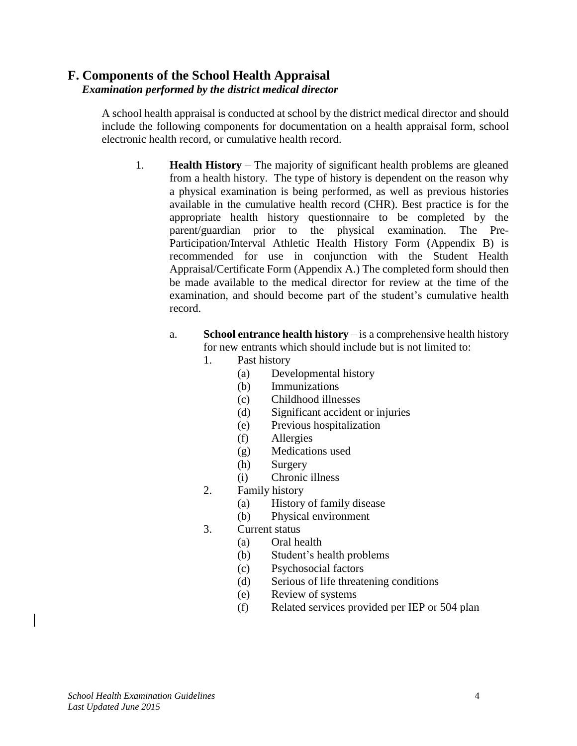## F. Components of the School Health Appraisal

***Examination performed by the district medical director***

A school health appraisal is conducted at school by the district medical director and should include the following components for documentation on a health appraisal form, school electronic health record, or cumulative health record.

1. **Health History** – The majority of significant health problems are gleaned from a health history. The type of history is dependent on the reason why a physical examination is being performed, as well as previous histories available in the cumulative health record (CHR). Best practice is for the appropriate health history questionnaire to be completed by the parent/guardian prior to the physical examination. The Pre-Participation/Interval Athletic Health History Form (Appendix B) is recommended for use in conjunction with the Student Health Appraisal/Certificate Form (Appendix A.) The completed form should then be made available to the medical director for review at the time of the examination, and should become part of the student's cumulative health record.

   a. **School entrance health history** – is a comprehensive health history for new entrants which should include but is not limited to:

      1. Past history
         - (a) Developmental history
         - (b) Immunizations
         - (c) Childhood illnesses
         - (d) Significant accident or injuries
         - (e) Previous hospitalization
         - (f) Allergies
         - (g) Medications used
         - (h) Surgery
         - (i) Chronic illness
      2. Family history
         - (a) History of family disease
         - (b) Physical environment
      3. Current status
         - (a) Oral health
         - (b) Student's health problems
         - (c) Psychosocial factors
         - (d) Serious of life threatening conditions
         - (e) Review of systems
         - (f) Related services provided per IEP or 504 plan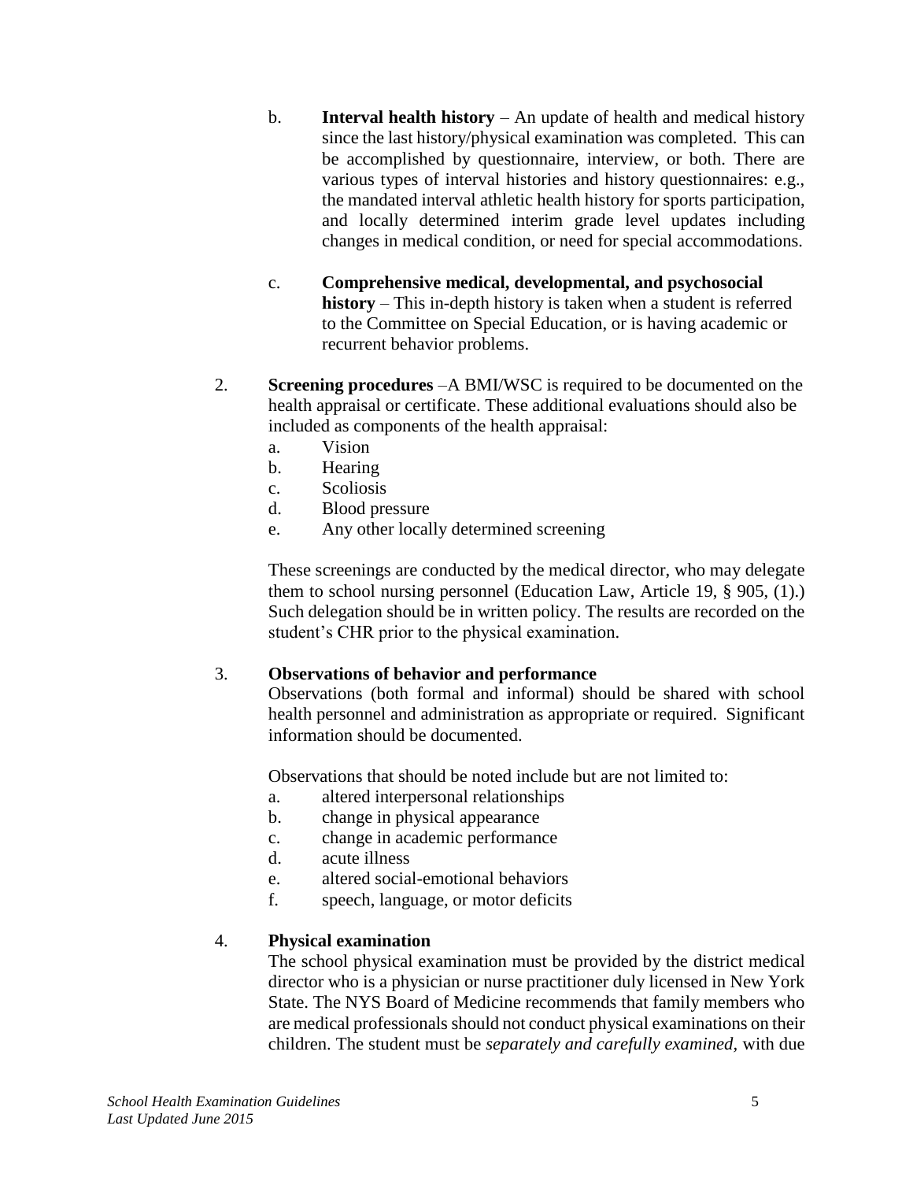b. **Interval health history** – An update of health and medical history since the last history/physical examination was completed. This can be accomplished by questionnaire, interview, or both. There are various types of interval histories and history questionnaires: e.g., the mandated interval athletic health history for sports participation, and locally determined interim grade level updates including changes in medical condition, or need for special accommodations.

c. **Comprehensive medical, developmental, and psychosocial history** – This in-depth history is taken when a student is referred to the Committee on Special Education, or is having academic or recurrent behavior problems.

2. **Screening procedures** –A BMI/WSC is required to be documented on the health appraisal or certificate. These additional evaluations should also be included as components of the health appraisal:
   a. Vision
   b. Hearing
   c. Scoliosis
   d. Blood pressure
   e. Any other locally determined screening

   These screenings are conducted by the medical director, who may delegate them to school nursing personnel (Education Law, Article 19, § 905, (1).) Such delegation should be in written policy. The results are recorded on the student's CHR prior to the physical examination.

3. **Observations of behavior and performance**
   Observations (both formal and informal) should be shared with school health personnel and administration as appropriate or required. Significant information should be documented.

   Observations that should be noted include but are not limited to:
   a. altered interpersonal relationships
   b. change in physical appearance
   c. change in academic performance
   d. acute illness
   e. altered social-emotional behaviors
   f. speech, language, or motor deficits

4. **Physical examination**
   The school physical examination must be provided by the district medical director who is a physician or nurse practitioner duly licensed in New York State. The NYS Board of Medicine recommends that family members who are medical professionals should not conduct physical examinations on their children. The student must be *separately and carefully examined*, with due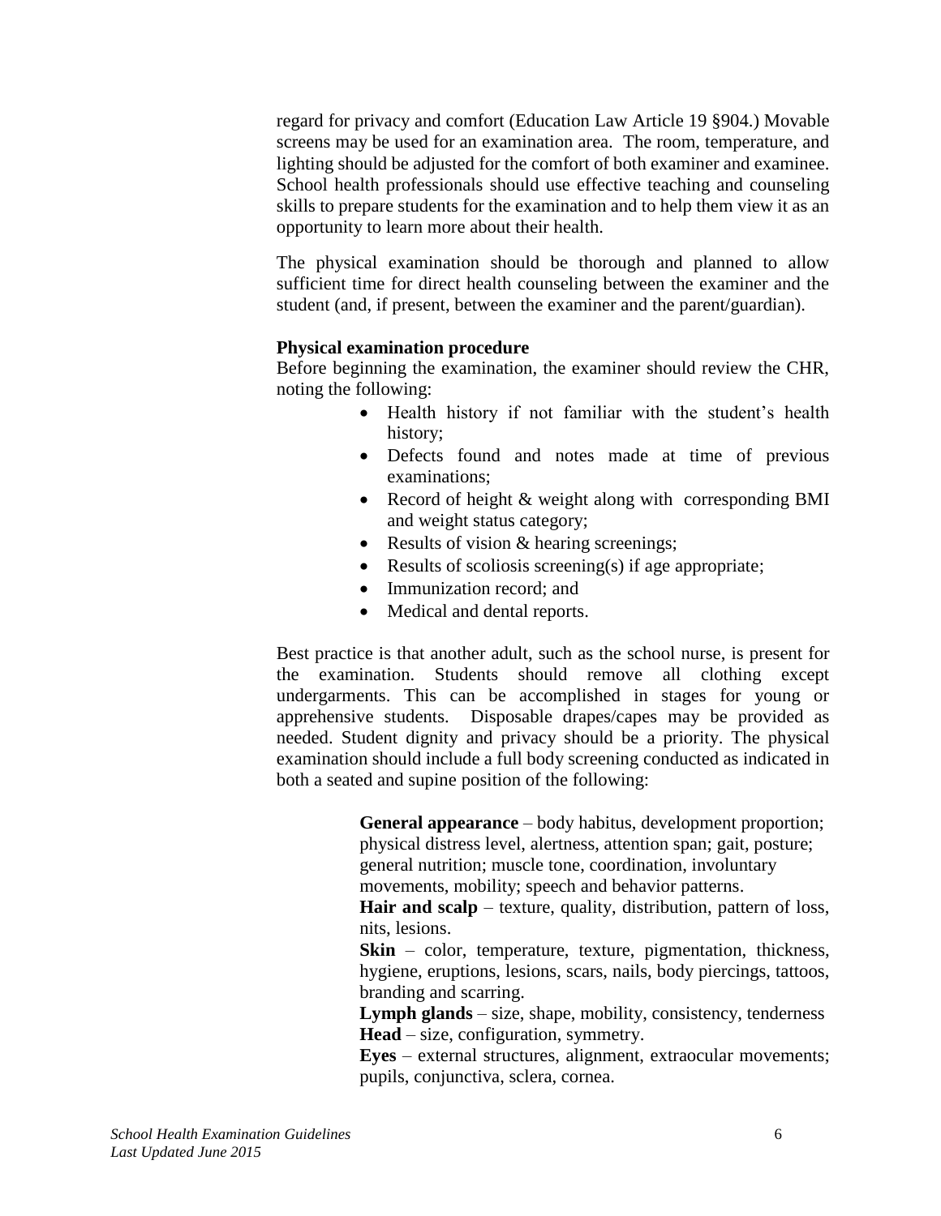regard for privacy and comfort (Education Law Article 19 §904.) Movable screens may be used for an examination area. The room, temperature, and lighting should be adjusted for the comfort of both examiner and examinee. School health professionals should use effective teaching and counseling skills to prepare students for the examination and to help them view it as an opportunity to learn more about their health.

The physical examination should be thorough and planned to allow sufficient time for direct health counseling between the examiner and the student (and, if present, between the examiner and the parent/guardian).

**Physical examination procedure**

Before beginning the examination, the examiner should review the CHR, noting the following:

- Health history if not familiar with the student's health history;
- Defects found and notes made at time of previous examinations;
- Record of height & weight along with corresponding BMI and weight status category;
- Results of vision & hearing screenings;
- Results of scoliosis screening(s) if age appropriate;
- Immunization record; and
- Medical and dental reports.

Best practice is that another adult, such as the school nurse, is present for the examination. Students should remove all clothing except undergarments. This can be accomplished in stages for young or apprehensive students. Disposable drapes/capes may be provided as needed. Student dignity and privacy should be a priority. The physical examination should include a full body screening conducted as indicated in both a seated and supine position of the following:

**General appearance** – body habitus, development proportion; physical distress level, alertness, attention span; gait, posture; general nutrition; muscle tone, coordination, involuntary movements, mobility; speech and behavior patterns.

**Hair and scalp** – texture, quality, distribution, pattern of loss, nits, lesions.

**Skin** – color, temperature, texture, pigmentation, thickness, hygiene, eruptions, lesions, scars, nails, body piercings, tattoos, branding and scarring.

**Lymph glands** – size, shape, mobility, consistency, tenderness

**Head** – size, configuration, symmetry.

**Eyes** – external structures, alignment, extraocular movements; pupils, conjunctiva, sclera, cornea.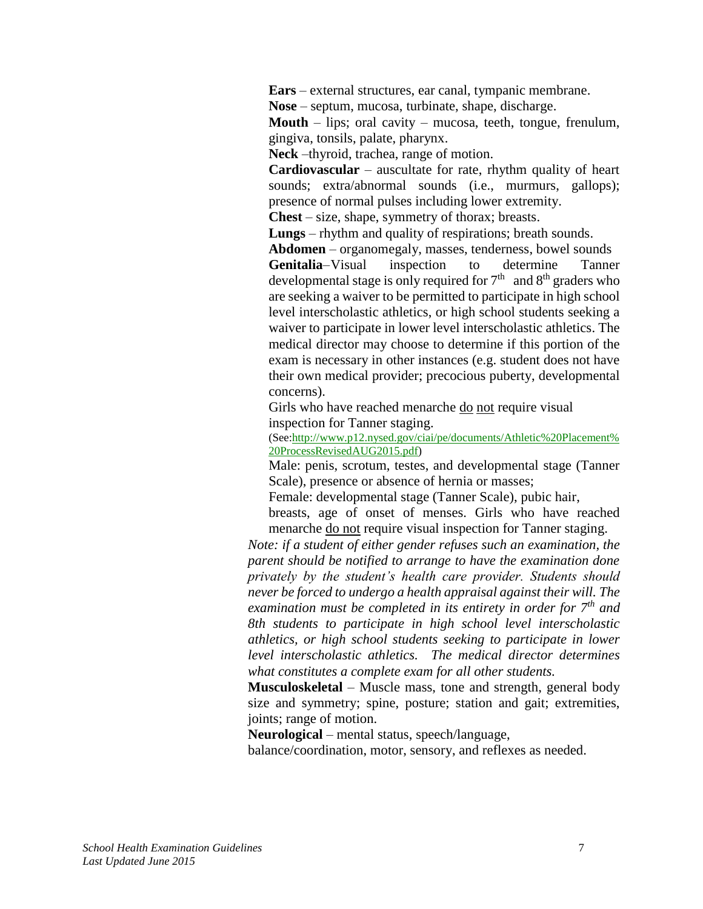**Ears** – external structures, ear canal, tympanic membrane.

**Nose** – septum, mucosa, turbinate, shape, discharge.

**Mouth** – lips; oral cavity – mucosa, teeth, tongue, frenulum, gingiva, tonsils, palate, pharynx.

**Neck** –thyroid, trachea, range of motion.

**Cardiovascular** – auscultate for rate, rhythm quality of heart sounds; extra/abnormal sounds (i.e., murmurs, gallops); presence of normal pulses including lower extremity.

**Chest** – size, shape, symmetry of thorax; breasts.

**Lungs** – rhythm and quality of respirations; breath sounds.

**Abdomen** – organomegaly, masses, tenderness, bowel sounds

**Genitalia**–Visual inspection to determine Tanner developmental stage is only required for 7th and 8th graders who are seeking a waiver to be permitted to participate in high school level interscholastic athletics, or high school students seeking a waiver to participate in lower level interscholastic athletics. The medical director may choose to determine if this portion of the exam is necessary in other instances (e.g. student does not have their own medical provider; precocious puberty, developmental concerns).

Girls who have reached menarche do not require visual inspection for Tanner staging.

(See:http://www.p12.nysed.gov/ciai/pe/documents/Athletic%20Placement%20ProcessRevisedAUG2015.pdf)

Male: penis, scrotum, testes, and developmental stage (Tanner Scale), presence or absence of hernia or masses;

Female: developmental stage (Tanner Scale), pubic hair, breasts, age of onset of menses. Girls who have reached menarche do not require visual inspection for Tanner staging.

*Note: if a student of either gender refuses such an examination, the parent should be notified to arrange to have the examination done privately by the student's health care provider. Students should never be forced to undergo a health appraisal against their will. The examination must be completed in its entirety in order for 7th and 8th students to participate in high school level interscholastic athletics, or high school students seeking to participate in lower level interscholastic athletics. The medical director determines what constitutes a complete exam for all other students.*

**Musculoskeletal** – Muscle mass, tone and strength, general body size and symmetry; spine, posture; station and gait; extremities, joints; range of motion.

**Neurological** – mental status, speech/language, balance/coordination, motor, sensory, and reflexes as needed.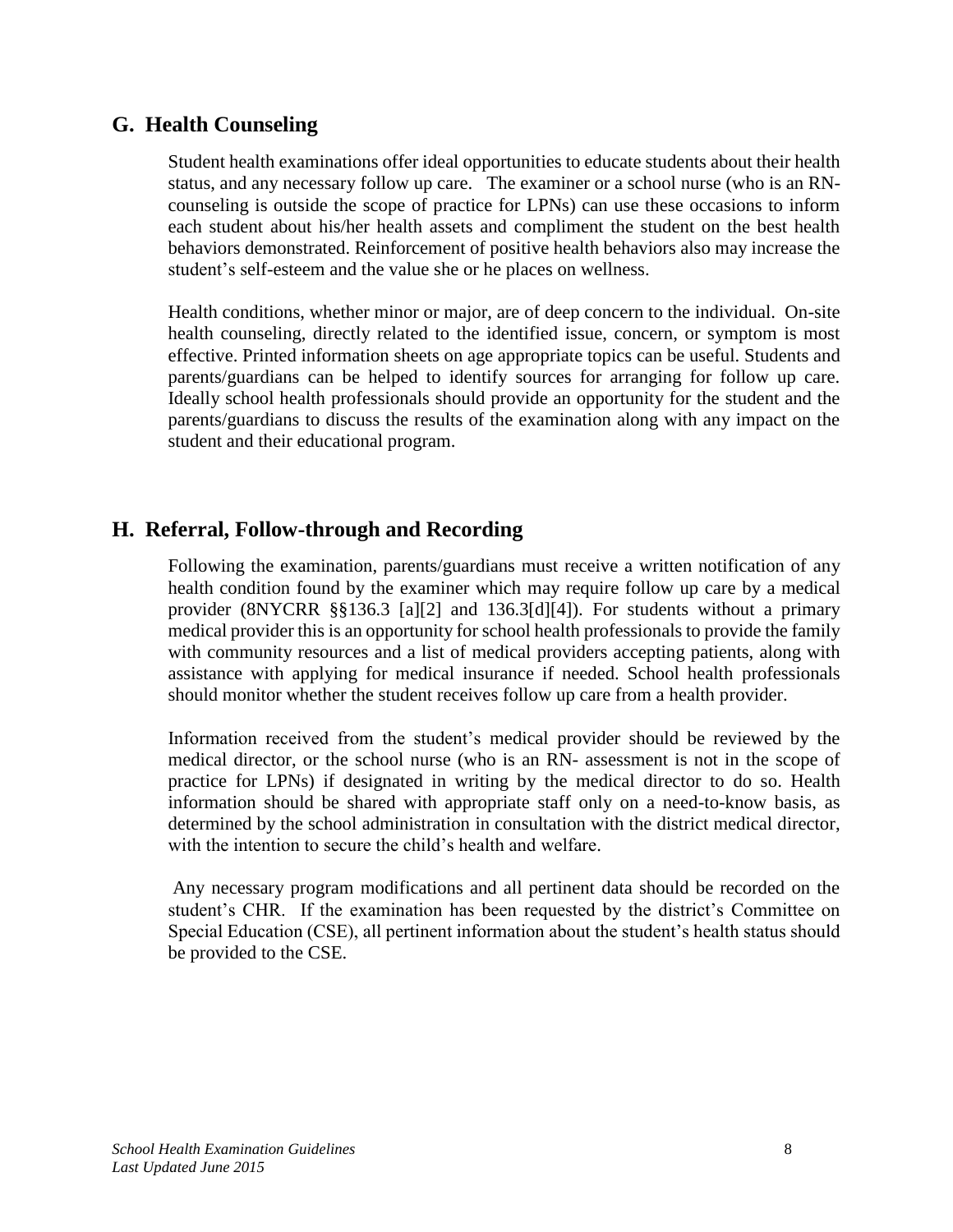## G. Health Counseling

Student health examinations offer ideal opportunities to educate students about their health status, and any necessary follow up care. The examiner or a school nurse (who is an RN- counseling is outside the scope of practice for LPNs) can use these occasions to inform each student about his/her health assets and compliment the student on the best health behaviors demonstrated. Reinforcement of positive health behaviors also may increase the student's self-esteem and the value she or he places on wellness.

Health conditions, whether minor or major, are of deep concern to the individual. On-site health counseling, directly related to the identified issue, concern, or symptom is most effective. Printed information sheets on age appropriate topics can be useful. Students and parents/guardians can be helped to identify sources for arranging for follow up care. Ideally school health professionals should provide an opportunity for the student and the parents/guardians to discuss the results of the examination along with any impact on the student and their educational program.

## H. Referral, Follow-through and Recording

Following the examination, parents/guardians must receive a written notification of any health condition found by the examiner which may require follow up care by a medical provider (8NYCRR §§136.3 [a][2] and 136.3[d][4]). For students without a primary medical provider this is an opportunity for school health professionals to provide the family with community resources and a list of medical providers accepting patients, along with assistance with applying for medical insurance if needed. School health professionals should monitor whether the student receives follow up care from a health provider.

Information received from the student's medical provider should be reviewed by the medical director, or the school nurse (who is an RN- assessment is not in the scope of practice for LPNs) if designated in writing by the medical director to do so. Health information should be shared with appropriate staff only on a need-to-know basis, as determined by the school administration in consultation with the district medical director, with the intention to secure the child's health and welfare.

Any necessary program modifications and all pertinent data should be recorded on the student's CHR. If the examination has been requested by the district's Committee on Special Education (CSE), all pertinent information about the student's health status should be provided to the CSE.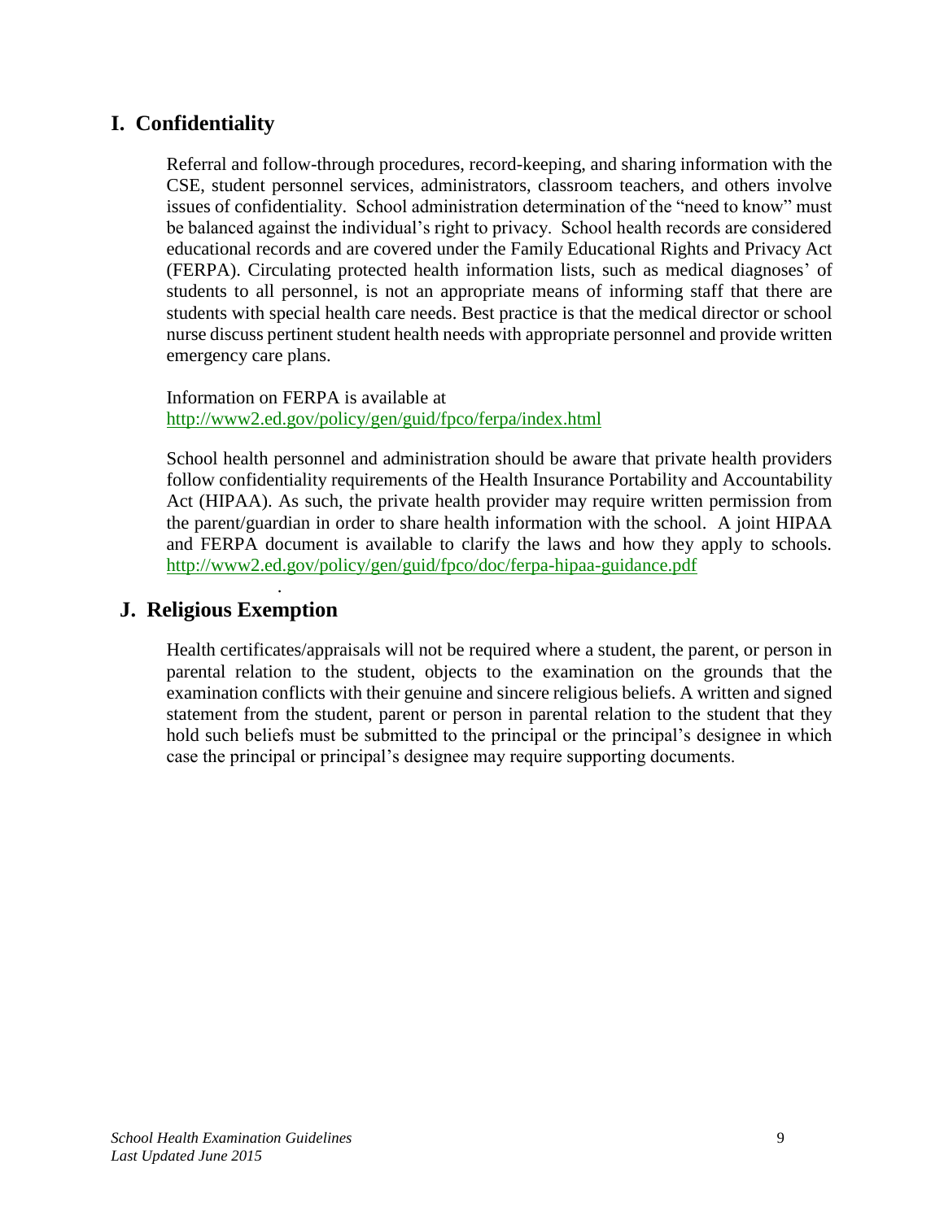## I. Confidentiality

Referral and follow-through procedures, record-keeping, and sharing information with the CSE, student personnel services, administrators, classroom teachers, and others involve issues of confidentiality. School administration determination of the "need to know" must be balanced against the individual's right to privacy. School health records are considered educational records and are covered under the Family Educational Rights and Privacy Act (FERPA). Circulating protected health information lists, such as medical diagnoses' of students to all personnel, is not an appropriate means of informing staff that there are students with special health care needs. Best practice is that the medical director or school nurse discuss pertinent student health needs with appropriate personnel and provide written emergency care plans.

Information on FERPA is available at
http://www2.ed.gov/policy/gen/guid/fpco/ferpa/index.html

School health personnel and administration should be aware that private health providers follow confidentiality requirements of the Health Insurance Portability and Accountability Act (HIPAA). As such, the private health provider may require written permission from the parent/guardian in order to share health information with the school. A joint HIPAA and FERPA document is available to clarify the laws and how they apply to schools. http://www2.ed.gov/policy/gen/guid/fpco/doc/ferpa-hipaa-guidance.pdf

## J. Religious Exemption

Health certificates/appraisals will not be required where a student, the parent, or person in parental relation to the student, objects to the examination on the grounds that the examination conflicts with their genuine and sincere religious beliefs. A written and signed statement from the student, parent or person in parental relation to the student that they hold such beliefs must be submitted to the principal or the principal's designee in which case the principal or principal's designee may require supporting documents.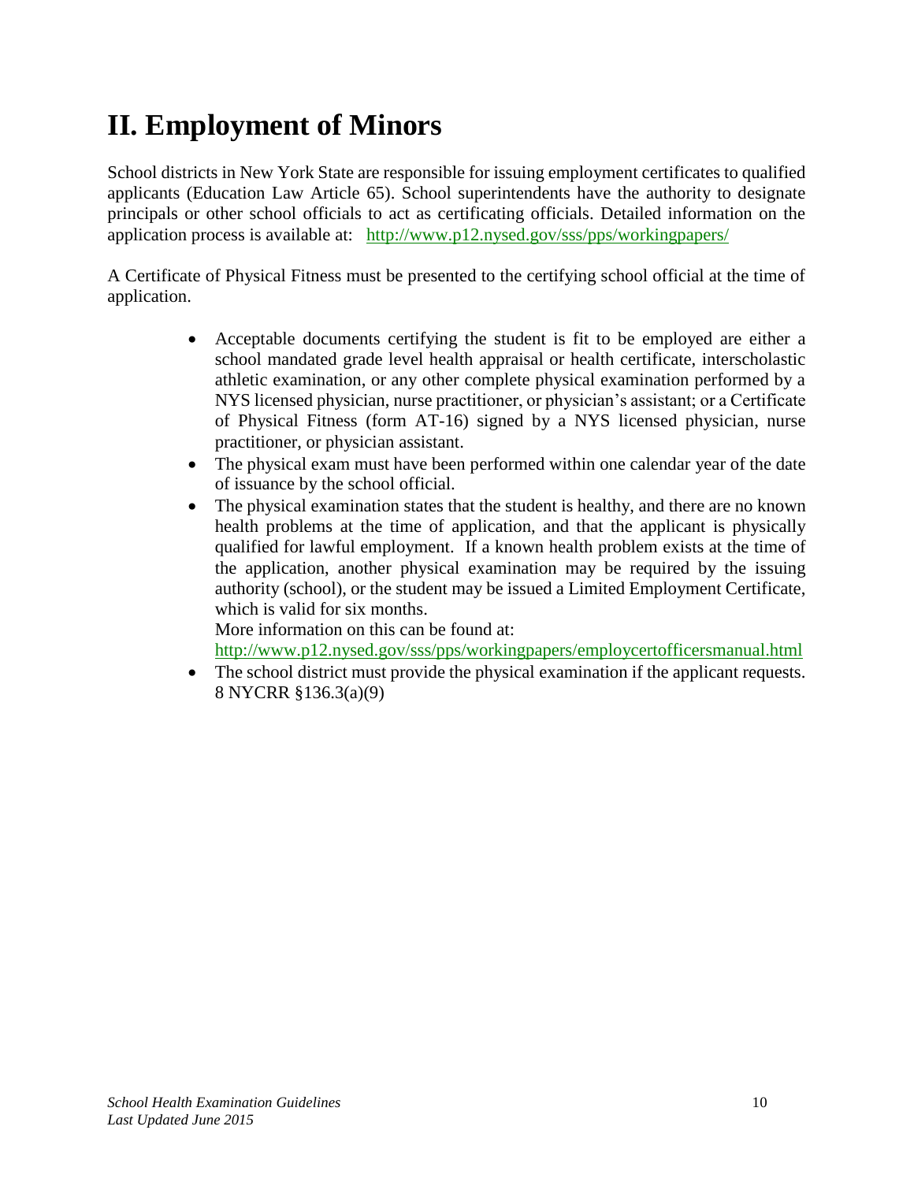# II. Employment of Minors

School districts in New York State are responsible for issuing employment certificates to qualified applicants (Education Law Article 65). School superintendents have the authority to designate principals or other school officials to act as certificating officials. Detailed information on the application process is available at: http://www.p12.nysed.gov/sss/pps/workingpapers/

A Certificate of Physical Fitness must be presented to the certifying school official at the time of application.

- Acceptable documents certifying the student is fit to be employed are either a school mandated grade level health appraisal or health certificate, interscholastic athletic examination, or any other complete physical examination performed by a NYS licensed physician, nurse practitioner, or physician's assistant; or a Certificate of Physical Fitness (form AT-16) signed by a NYS licensed physician, nurse practitioner, or physician assistant.
- The physical exam must have been performed within one calendar year of the date of issuance by the school official.
- The physical examination states that the student is healthy, and there are no known health problems at the time of application, and that the applicant is physically qualified for lawful employment. If a known health problem exists at the time of the application, another physical examination may be required by the issuing authority (school), or the student may be issued a Limited Employment Certificate, which is valid for six months.
  More information on this can be found at:
  http://www.p12.nysed.gov/sss/pps/workingpapers/employcertofficersmanual.html
- The school district must provide the physical examination if the applicant requests. 8 NYCRR §136.3(a)(9)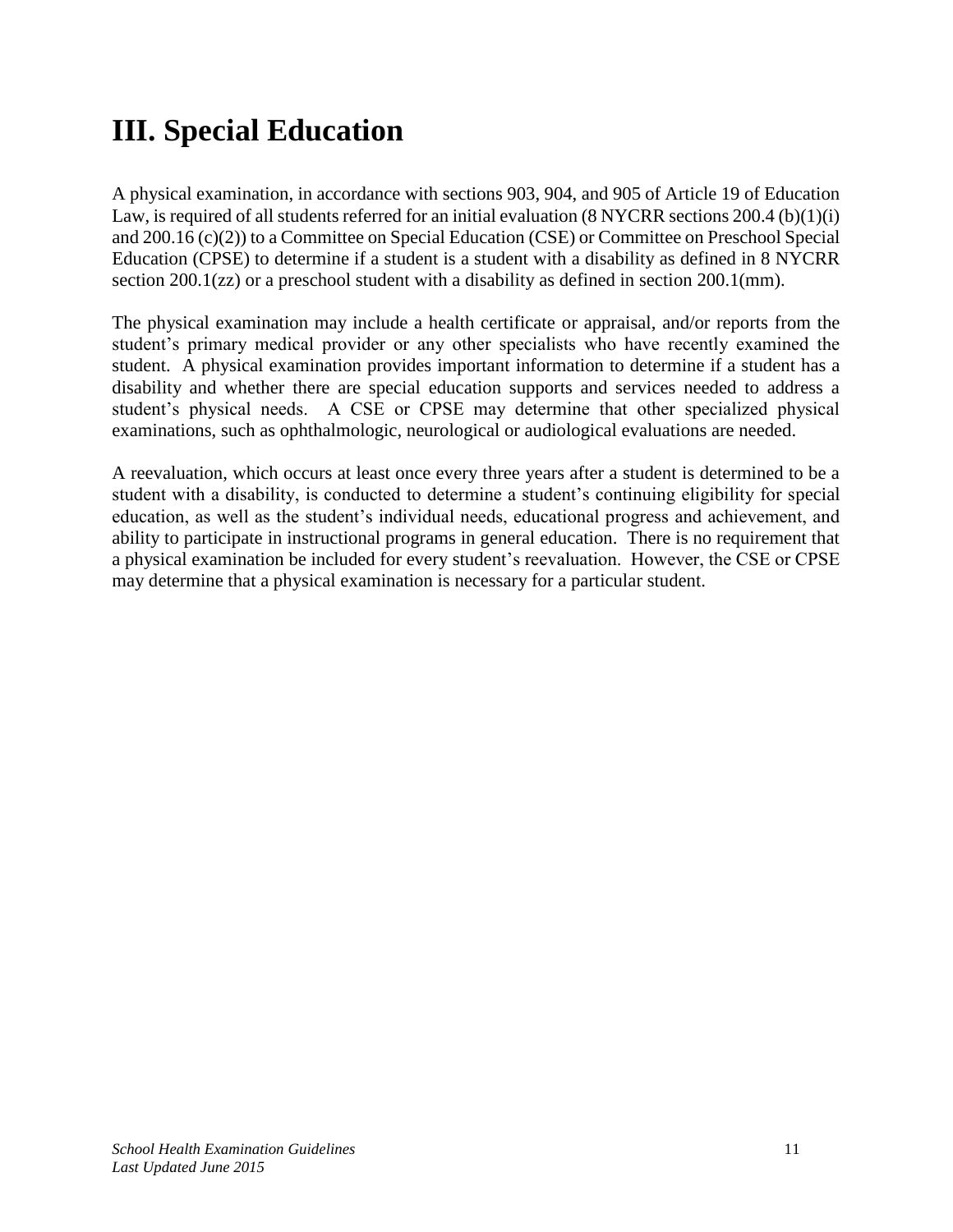# III. Special Education

A physical examination, in accordance with sections 903, 904, and 905 of Article 19 of Education Law, is required of all students referred for an initial evaluation (8 NYCRR sections 200.4 (b)(1)(i) and 200.16 (c)(2)) to a Committee on Special Education (CSE) or Committee on Preschool Special Education (CPSE) to determine if a student is a student with a disability as defined in 8 NYCRR section 200.1(zz) or a preschool student with a disability as defined in section 200.1(mm).

The physical examination may include a health certificate or appraisal, and/or reports from the student's primary medical provider or any other specialists who have recently examined the student. A physical examination provides important information to determine if a student has a disability and whether there are special education supports and services needed to address a student's physical needs. A CSE or CPSE may determine that other specialized physical examinations, such as ophthalmologic, neurological or audiological evaluations are needed.

A reevaluation, which occurs at least once every three years after a student is determined to be a student with a disability, is conducted to determine a student's continuing eligibility for special education, as well as the student's individual needs, educational progress and achievement, and ability to participate in instructional programs in general education. There is no requirement that a physical examination be included for every student's reevaluation. However, the CSE or CPSE may determine that a physical examination is necessary for a particular student.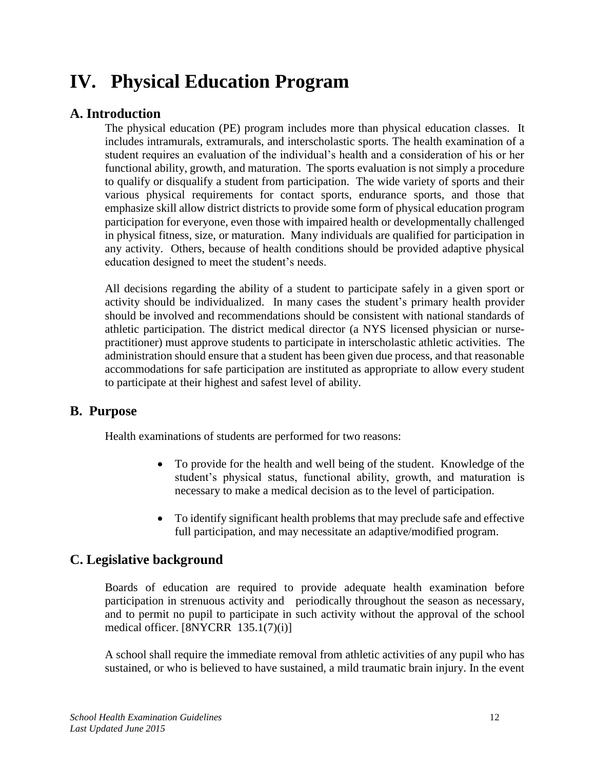# IV. Physical Education Program

## A. Introduction

The physical education (PE) program includes more than physical education classes. It includes intramurals, extramurals, and interscholastic sports. The health examination of a student requires an evaluation of the individual's health and a consideration of his or her functional ability, growth, and maturation. The sports evaluation is not simply a procedure to qualify or disqualify a student from participation. The wide variety of sports and their various physical requirements for contact sports, endurance sports, and those that emphasize skill allow district districts to provide some form of physical education program participation for everyone, even those with impaired health or developmentally challenged in physical fitness, size, or maturation. Many individuals are qualified for participation in any activity. Others, because of health conditions should be provided adaptive physical education designed to meet the student's needs.

All decisions regarding the ability of a student to participate safely in a given sport or activity should be individualized. In many cases the student's primary health provider should be involved and recommendations should be consistent with national standards of athletic participation. The district medical director (a NYS licensed physician or nurse-practitioner) must approve students to participate in interscholastic athletic activities. The administration should ensure that a student has been given due process, and that reasonable accommodations for safe participation are instituted as appropriate to allow every student to participate at their highest and safest level of ability.

## B. Purpose

Health examinations of students are performed for two reasons:

- To provide for the health and well being of the student. Knowledge of the student's physical status, functional ability, growth, and maturation is necessary to make a medical decision as to the level of participation.
- To identify significant health problems that may preclude safe and effective full participation, and may necessitate an adaptive/modified program.

## C. Legislative background

Boards of education are required to provide adequate health examination before participation in strenuous activity and periodically throughout the season as necessary, and to permit no pupil to participate in such activity without the approval of the school medical officer. [8NYCRR 135.1(7)(i)]

A school shall require the immediate removal from athletic activities of any pupil who has sustained, or who is believed to have sustained, a mild traumatic brain injury. In the event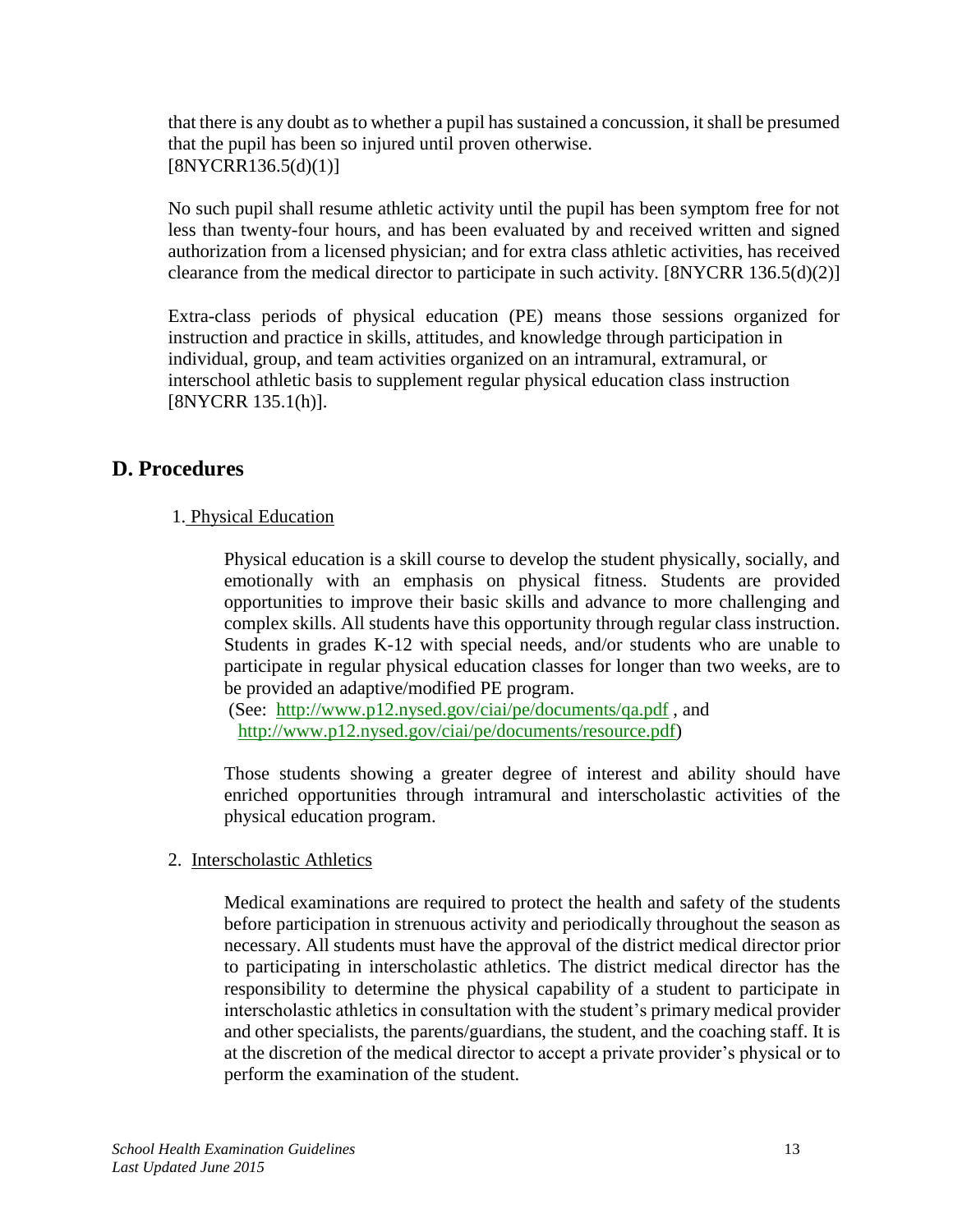that there is any doubt as to whether a pupil has sustained a concussion, it shall be presumed that the pupil has been so injured until proven otherwise. [8NYCRR136.5(d)(1)]

No such pupil shall resume athletic activity until the pupil has been symptom free for not less than twenty-four hours, and has been evaluated by and received written and signed authorization from a licensed physician; and for extra class athletic activities, has received clearance from the medical director to participate in such activity. [8NYCRR 136.5(d)(2)]

Extra-class periods of physical education (PE) means those sessions organized for instruction and practice in skills, attitudes, and knowledge through participation in individual, group, and team activities organized on an intramural, extramural, or interschool athletic basis to supplement regular physical education class instruction [8NYCRR 135.1(h)].

## D. Procedures

1. Physical Education

   Physical education is a skill course to develop the student physically, socially, and emotionally with an emphasis on physical fitness. Students are provided opportunities to improve their basic skills and advance to more challenging and complex skills. All students have this opportunity through regular class instruction. Students in grades K-12 with special needs, and/or students who are unable to participate in regular physical education classes for longer than two weeks, are to be provided an adaptive/modified PE program.
   (See: http://www.p12.nysed.gov/ciai/pe/documents/qa.pdf , and http://www.p12.nysed.gov/ciai/pe/documents/resource.pdf)

   Those students showing a greater degree of interest and ability should have enriched opportunities through intramural and interscholastic activities of the physical education program.

2. Interscholastic Athletics

   Medical examinations are required to protect the health and safety of the students before participation in strenuous activity and periodically throughout the season as necessary. All students must have the approval of the district medical director prior to participating in interscholastic athletics. The district medical director has the responsibility to determine the physical capability of a student to participate in interscholastic athletics in consultation with the student's primary medical provider and other specialists, the parents/guardians, the student, and the coaching staff. It is at the discretion of the medical director to accept a private provider's physical or to perform the examination of the student.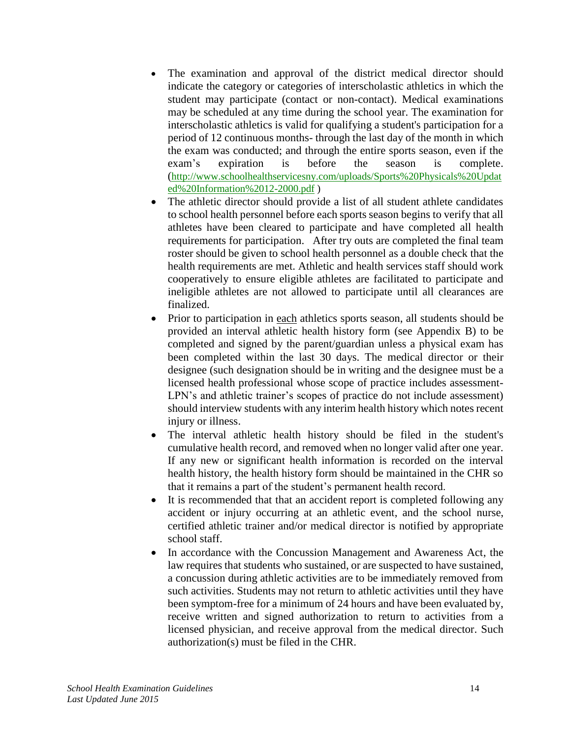- The examination and approval of the district medical director should indicate the category or categories of interscholastic athletics in which the student may participate (contact or non-contact). Medical examinations may be scheduled at any time during the school year. The examination for interscholastic athletics is valid for qualifying a student's participation for a period of 12 continuous months- through the last day of the month in which the exam was conducted; and through the entire sports season, even if the exam's expiration is before the season is complete. (http://www.schoolhealthservicesny.com/uploads/Sports%20Physicals%20Updated%20Information%2012-2000.pdf )
- The athletic director should provide a list of all student athlete candidates to school health personnel before each sports season begins to verify that all athletes have been cleared to participate and have completed all health requirements for participation. After try outs are completed the final team roster should be given to school health personnel as a double check that the health requirements are met. Athletic and health services staff should work cooperatively to ensure eligible athletes are facilitated to participate and ineligible athletes are not allowed to participate until all clearances are finalized.
- Prior to participation in <u>each</u> athletics sports season, all students should be provided an interval athletic health history form (see Appendix B) to be completed and signed by the parent/guardian unless a physical exam has been completed within the last 30 days. The medical director or their designee (such designation should be in writing and the designee must be a licensed health professional whose scope of practice includes assessment- LPN's and athletic trainer's scopes of practice do not include assessment) should interview students with any interim health history which notes recent injury or illness.
- The interval athletic health history should be filed in the student's cumulative health record, and removed when no longer valid after one year. If any new or significant health information is recorded on the interval health history, the health history form should be maintained in the CHR so that it remains a part of the student's permanent health record.
- It is recommended that that an accident report is completed following any accident or injury occurring at an athletic event, and the school nurse, certified athletic trainer and/or medical director is notified by appropriate school staff.
- In accordance with the Concussion Management and Awareness Act, the law requires that students who sustained, or are suspected to have sustained, a concussion during athletic activities are to be immediately removed from such activities. Students may not return to athletic activities until they have been symptom-free for a minimum of 24 hours and have been evaluated by, receive written and signed authorization to return to activities from a licensed physician, and receive approval from the medical director. Such authorization(s) must be filed in the CHR.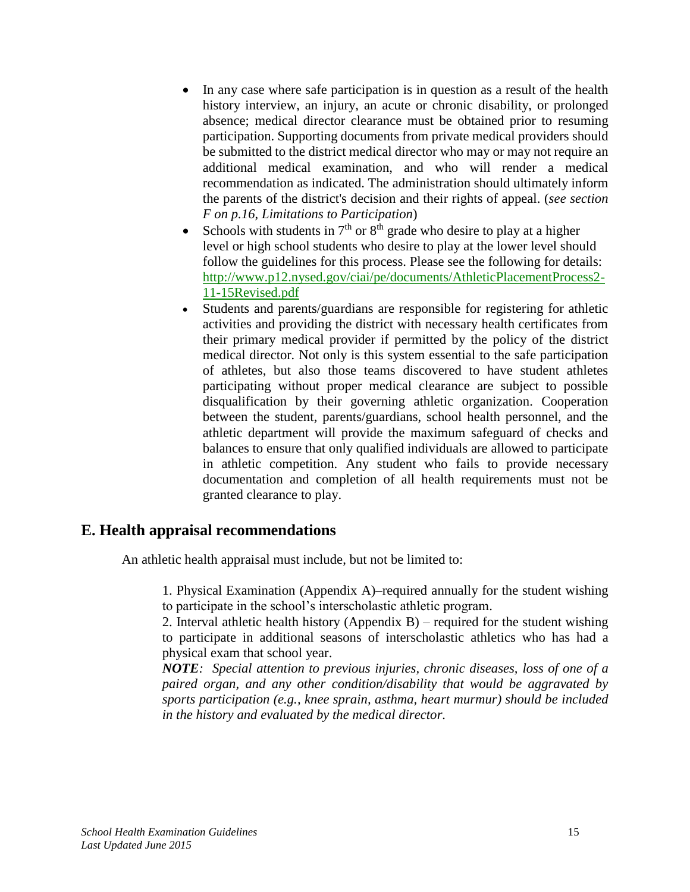- In any case where safe participation is in question as a result of the health history interview, an injury, an acute or chronic disability, or prolonged absence; medical director clearance must be obtained prior to resuming participation. Supporting documents from private medical providers should be submitted to the district medical director who may or may not require an additional medical examination, and who will render a medical recommendation as indicated. The administration should ultimately inform the parents of the district's decision and their rights of appeal. (*see section F on p.16, Limitations to Participation*)
- Schools with students in 7th or 8th grade who desire to play at a higher level or high school students who desire to play at the lower level should follow the guidelines for this process. Please see the following for details: http://www.p12.nysed.gov/ciai/pe/documents/AthleticPlacementProcess2-11-15Revised.pdf
- Students and parents/guardians are responsible for registering for athletic activities and providing the district with necessary health certificates from their primary medical provider if permitted by the policy of the district medical director. Not only is this system essential to the safe participation of athletes, but also those teams discovered to have student athletes participating without proper medical clearance are subject to possible disqualification by their governing athletic organization. Cooperation between the student, parents/guardians, school health personnel, and the athletic department will provide the maximum safeguard of checks and balances to ensure that only qualified individuals are allowed to participate in athletic competition. Any student who fails to provide necessary documentation and completion of all health requirements must not be granted clearance to play.

## E. Health appraisal recommendations

An athletic health appraisal must include, but not be limited to:

1. Physical Examination (Appendix A)–required annually for the student wishing to participate in the school's interscholastic athletic program.
2. Interval athletic health history (Appendix B) – required for the student wishing to participate in additional seasons of interscholastic athletics who has had a physical exam that school year.

***NOTE**: Special attention to previous injuries, chronic diseases, loss of one of a paired organ, and any other condition/disability that would be aggravated by sports participation (e.g., knee sprain, asthma, heart murmur) should be included in the history and evaluated by the medical director.*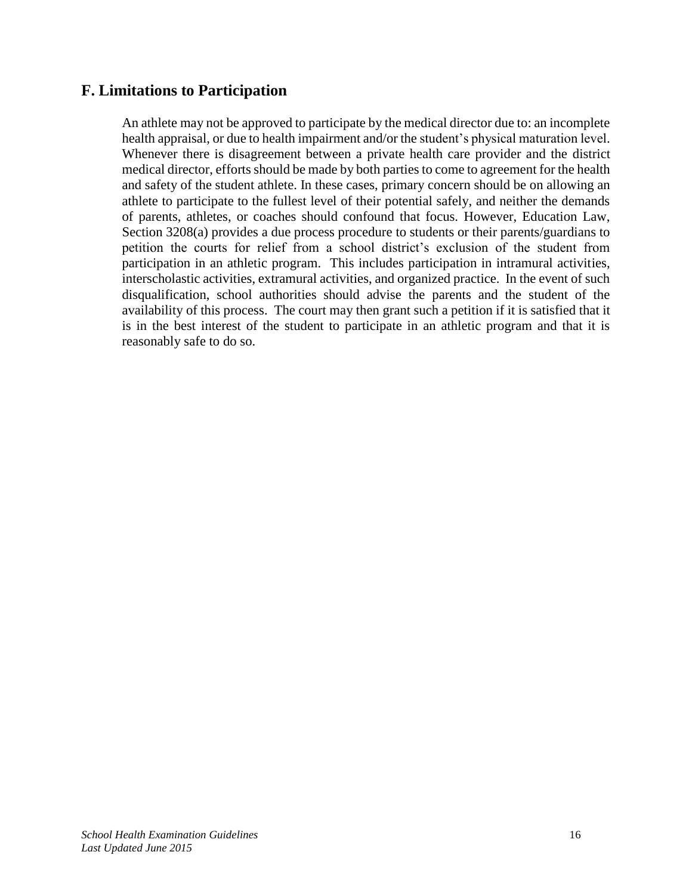## F. Limitations to Participation

An athlete may not be approved to participate by the medical director due to: an incomplete health appraisal, or due to health impairment and/or the student's physical maturation level. Whenever there is disagreement between a private health care provider and the district medical director, efforts should be made by both parties to come to agreement for the health and safety of the student athlete. In these cases, primary concern should be on allowing an athlete to participate to the fullest level of their potential safely, and neither the demands of parents, athletes, or coaches should confound that focus. However, Education Law, Section 3208(a) provides a due process procedure to students or their parents/guardians to petition the courts for relief from a school district's exclusion of the student from participation in an athletic program. This includes participation in intramural activities, interscholastic activities, extramural activities, and organized practice. In the event of such disqualification, school authorities should advise the parents and the student of the availability of this process. The court may then grant such a petition if it is satisfied that it is in the best interest of the student to participate in an athletic program and that it is reasonably safe to do so.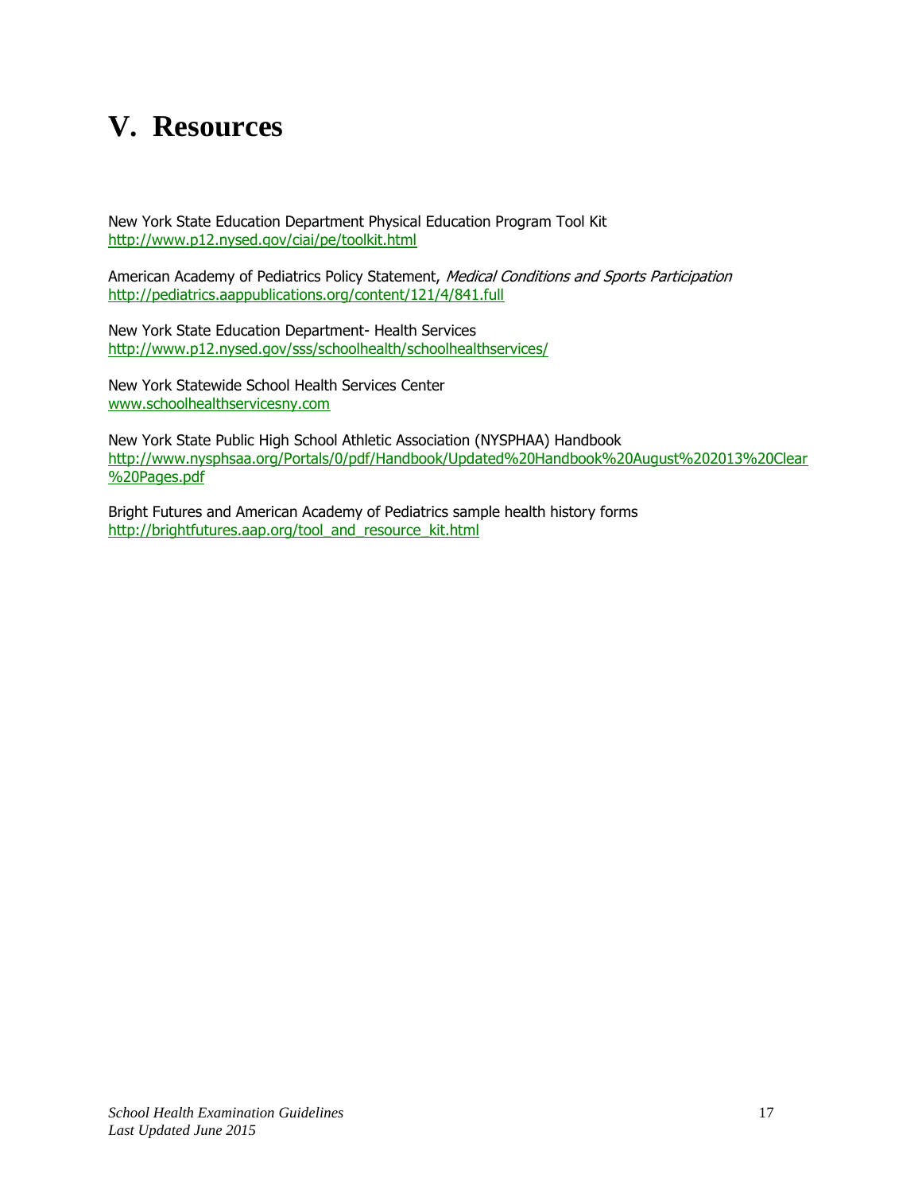# V. Resources

New York State Education Department Physical Education Program Tool Kit
http://www.p12.nysed.gov/ciai/pe/toolkit.html

American Academy of Pediatrics Policy Statement, *Medical Conditions and Sports Participation*
http://pediatrics.aappublications.org/content/121/4/841.full

New York State Education Department- Health Services
http://www.p12.nysed.gov/sss/schoolhealth/schoolhealthservices/

New York Statewide School Health Services Center
www.schoolhealthservicesny.com

New York State Public High School Athletic Association (NYSPHAA) Handbook
http://www.nysphsaa.org/Portals/0/pdf/Handbook/Updated%20Handbook%20August%202013%20Clear%20Pages.pdf

Bright Futures and American Academy of Pediatrics sample health history forms
http://brightfutures.aap.org/tool_and_resource_kit.html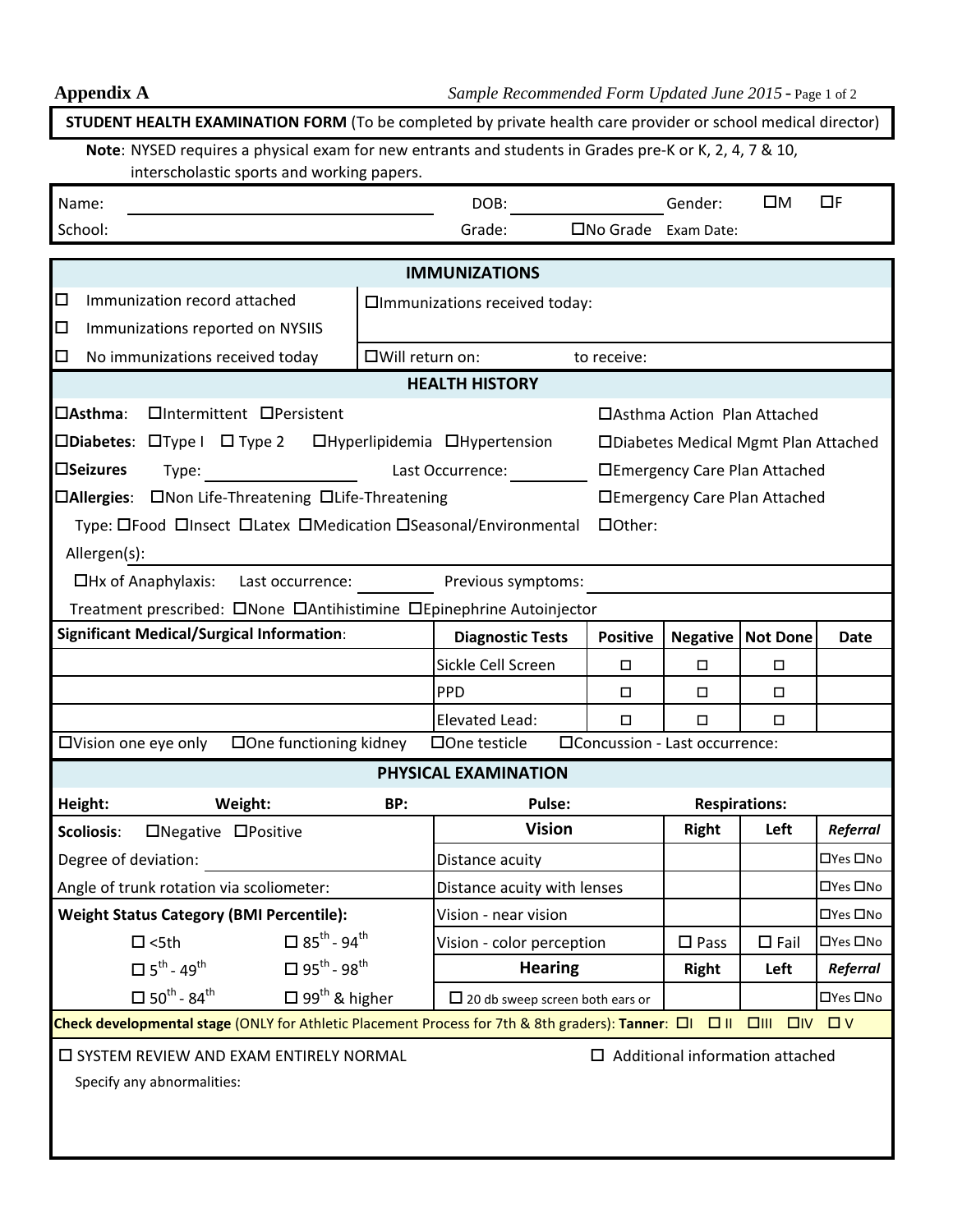**Appendix A** *Sample Recommended Form Updated June 2015*

**STUDENT HEALTH EXAMINATION FORM** (To be completed by private health care provider or school medical director)

**Note**: NYSED requires a physical exam for new entrants and students in Grades pre-K or K, 2, 4, 7 & 10, interscholastic sports and working papers.

Name: ______________________ DOB: ____________ Gender: ☐M ☐F

School: ______________________ Grade: ☐No Grade Exam Date:

## IMMUNIZATIONS

☐ Immunization record attached

☐ Immunizations reported on NYSIIS

☐ No immunizations received today

☐Immunizations received today:

☐Will return on: to receive:

## HEALTH HISTORY

☐**Asthma**: ☐Intermittent ☐Persistent ☐Asthma Action Plan Attached

☐**Diabetes**: ☐Type I ☐ Type 2 ☐Hyperlipidemia ☐Hypertension ☐Diabetes Medical Mgmt Plan Attached

☐**Seizures** Type: ____________ Last Occurrence: ________ ☐Emergency Care Plan Attached

☐**Allergies**: ☐Non Life-Threatening ☐Life-Threatening ☐Emergency Care Plan Attached

Type: ☐Food ☐Insect ☐Latex ☐Medication ☐Seasonal/Environmental ☐Other:

Allergen(s): ______________________

☐Hx of Anaphylaxis: Last occurrence: ________ Previous symptoms: ____________

Treatment prescribed: ☐None ☐Antihistimine ☐Epinephrine Autoinjector

| Significant Medical/Surgical Information: | Diagnostic Tests | Positive | Negative | Not Done | Date |
|---|---|---|---|---|---|
| | Sickle Cell Screen | ☐ | ☐ | ☐ | |
| | PPD | ☐ | ☐ | ☐ | |
| | Elevated Lead: | ☐ | ☐ | ☐ | |

☐Vision one eye only ☐One functioning kidney ☐One testicle ☐Concussion - Last occurrence:

## PHYSICAL EXAMINATION

**Height:** **Weight:** **BP:** **Pulse:** **Respirations:**

**Scoliosis**: ☐Negative ☐Positive

Degree of deviation: ____________

Angle of trunk rotation via scoliometer:

**Weight Status Category (BMI Percentile):**

☐ <5th ☐ 85th - 94th

☐ 5th - 49th ☐ 95th - 98th

☐ 50th - 84th ☐ 99th & higher

| Vision | Right | Left | *Referral* |
|---|---|---|---|
| Distance acuity | | | ☐Yes ☐No |
| Distance acuity with lenses | | | ☐Yes ☐No |
| Vision - near vision | | | ☐Yes ☐No |
| Vision - color perception | ☐ Pass | ☐ Fail | ☐Yes ☐No |
| **Hearing** | **Right** | **Left** | ***Referral*** |
| ☐ 20 db sweep screen both ears or | | | ☐Yes ☐No |

**Check developmental stage** (ONLY for Athletic Placement Process for 7th & 8th graders): **Tanner**: ☐I ☐ II ☐III ☐IV ☐ V

☐ SYSTEM REVIEW AND EXAM ENTIRELY NORMAL ☐ Additional information attached

Specify any abnormalities: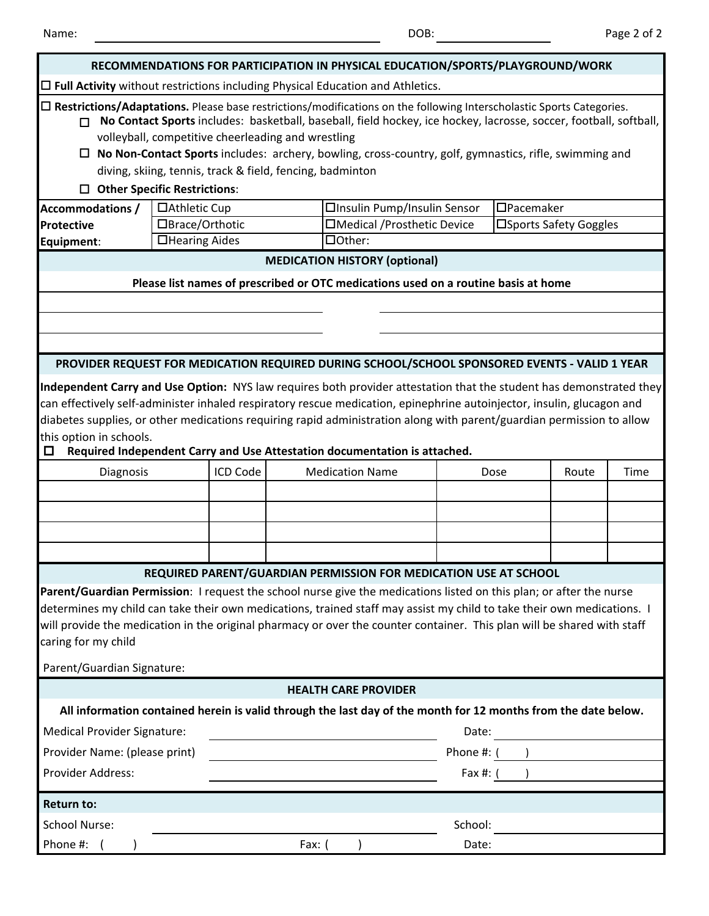Name: _______________________ DOB: ______________

## RECOMMENDATIONS FOR PARTICIPATION IN PHYSICAL EDUCATION/SPORTS/PLAYGROUND/WORK

☐ **Full Activity** without restrictions including Physical Education and Athletics.

☐ **Restrictions/Adaptations.** Please base restrictions/modifications on the following Interscholastic Sports Categories.

- ☐ **No Contact Sports** includes: basketball, baseball, field hockey, ice hockey, lacrosse, soccer, football, softball, volleyball, competitive cheerleading and wrestling
- ☐ **No Non-Contact Sports** includes: archery, bowling, cross-country, golf, gymnastics, rifle, swimming and diving, skiing, tennis, track & field, fencing, badminton
- ☐ **Other Specific Restrictions**:

| **Accommodations / Protective Equipment**: | ☐Athletic Cup | ☐Insulin Pump/Insulin Sensor | ☐Pacemaker |
|---|---|---|---|
| | ☐Brace/Orthotic | ☐Medical /Prosthetic Device | ☐Sports Safety Goggles |
| | ☐Hearing Aides | ☐Other: | |

## MEDICATION HISTORY (optional)

**Please list names of prescribed or OTC medications used on a routine basis at home**

_______________________ _______________________

_______________________ _______________________

## PROVIDER REQUEST FOR MEDICATION REQUIRED DURING SCHOOL/SCHOOL SPONSORED EVENTS - VALID 1 YEAR

**Independent Carry and Use Option:** NYS law requires both provider attestation that the student has demonstrated they can effectively self-administer inhaled respiratory rescue medication, epinephrine autoinjector, insulin, glucagon and diabetes supplies, or other medications requiring rapid administration along with parent/guardian permission to allow this option in schools.

☐ **Required Independent Carry and Use Attestation documentation is attached.**

| Diagnosis | ICD Code | Medication Name | Dose | Route | Time |
|---|---|---|---|---|---|
| | | | | | |
| | | | | | |
| | | | | | |
| | | | | | |

## REQUIRED PARENT/GUARDIAN PERMISSION FOR MEDICATION USE AT SCHOOL

**Parent/Guardian Permission**: I request the school nurse give the medications listed on this plan; or after the nurse determines my child can take their own medications, trained staff may assist my child to take their own medications. I will provide the medication in the original pharmacy or over the counter container. This plan will be shared with staff caring for my child

Parent/Guardian Signature:

## HEALTH CARE PROVIDER

**All information contained herein is valid through the last day of the month for 12 months from the date below.**

Medical Provider Signature: _______________________ Date: ______________

Provider Name: (please print) _______________________ Phone #: (    ) ______________

Provider Address: _______________________ Fax #: (    ) ______________

**Return to:**

School Nurse: _______________________ School: ______________

Phone #: (    ) Fax: (    ) Date: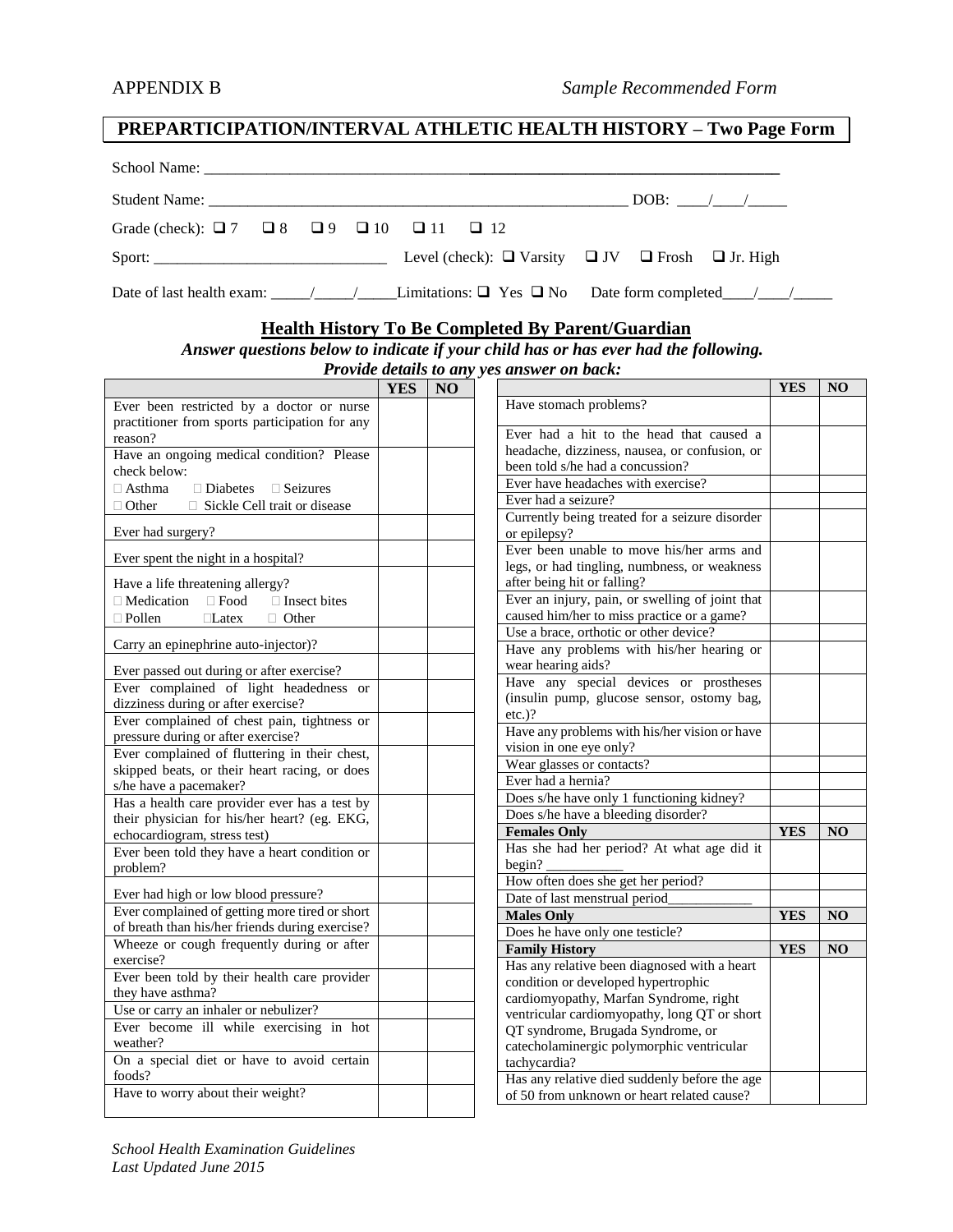APPENDIX B *Sample Recommended Form*

# PREPARTICIPATION/INTERVAL ATHLETIC HEALTH HISTORY – Two Page Form

School Name: ___________________________________________________________________________

Student Name: _____________________________________________________ DOB: ____/____/_____

Grade (check): ❑ 7 ❑ 8 ❑ 9 ❑ 10 ❑ 11 ❑ 12

Sport: ______________________________ Level (check): ❑ Varsity ❑ JV ❑ Frosh ❑ Jr. High

Date of last health exam: _____/_____/_____ Limitations: ❑ Yes ❑ No Date form completed____/____/_____

## Health History To Be Completed By Parent/Guardian

***Answer questions below to indicate if your child has or has ever had the following. Provide details to any yes answer on back:***

| | YES | NO |
|---|---|---|
| Ever been restricted by a doctor or nurse practitioner from sports participation for any reason? | | |
| Have an ongoing medical condition? Please check below: □ Asthma □ Diabetes □ Seizures □ Other □ Sickle Cell trait or disease | | |
| Ever had surgery? | | |
| Ever spent the night in a hospital? | | |
| Have a life threatening allergy? □ Medication □ Food □ Insect bites □ Pollen □ Latex □ Other | | |
| Carry an epinephrine auto-injector)? | | |
| Ever passed out during or after exercise? | | |
| Ever complained of light headedness or dizziness during or after exercise? | | |
| Ever complained of chest pain, tightness or pressure during or after exercise? | | |
| Ever complained of fluttering in their chest, skipped beats, or their heart racing, or does s/he have a pacemaker? | | |
| Has a health care provider ever has a test by their physician for his/her heart? (eg. EKG, echocardiogram, stress test) | | |
| Ever been told they have a heart condition or problem? | | |
| Ever had high or low blood pressure? | | |
| Ever complained of getting more tired or short of breath than his/her friends during exercise? | | |
| Wheeze or cough frequently during or after exercise? | | |
| Ever been told by their health care provider they have asthma? | | |
| Use or carry an inhaler or nebulizer? | | |
| Ever become ill while exercising in hot weather? | | |
| On a special diet or have to avoid certain foods? | | |
| Have to worry about their weight? | | |

| | YES | NO |
|---|---|---|
| Have stomach problems? | | |
| Ever had a hit to the head that caused a headache, dizziness, nausea, or confusion, or been told s/he had a concussion? | | |
| Ever have headaches with exercise? | | |
| Ever had a seizure? | | |
| Currently being treated for a seizure disorder or epilepsy? | | |
| Ever been unable to move his/her arms and legs, or had tingling, numbness, or weakness after being hit or falling? | | |
| Ever an injury, pain, or swelling of joint that caused him/her to miss practice or a game? | | |
| Use a brace, orthotic or other device? | | |
| Have any problems with his/her hearing or wear hearing aids? | | |
| Have any special devices or prostheses (insulin pump, glucose sensor, ostomy bag, etc.)? | | |
| Have any problems with his/her vision or have vision in one eye only? | | |
| Wear glasses or contacts? | | |
| Ever had a hernia? | | |
| Does s/he have only 1 functioning kidney? | | |
| Does s/he have a bleeding disorder? | | |
| **Females Only** | **YES** | **NO** |
| Has she had her period? At what age did it begin? ___________ | | |
| How often does she get her period? | | |
| Date of last menstrual period____________ | | |
| **Males Only** | **YES** | **NO** |
| Does he have only one testicle? | | |
| **Family History** | **YES** | **NO** |
| Has any relative been diagnosed with a heart condition or developed hypertrophic cardiomyopathy, Marfan Syndrome, right ventricular cardiomyopathy, long QT or short QT syndrome, Brugada Syndrome, or catecholaminergic polymorphic ventricular tachycardia? | | |
| Has any relative died suddenly before the age of 50 from unknown or heart related cause? | | |

*School Health Examination Guidelines*
*Last Updated June 2015*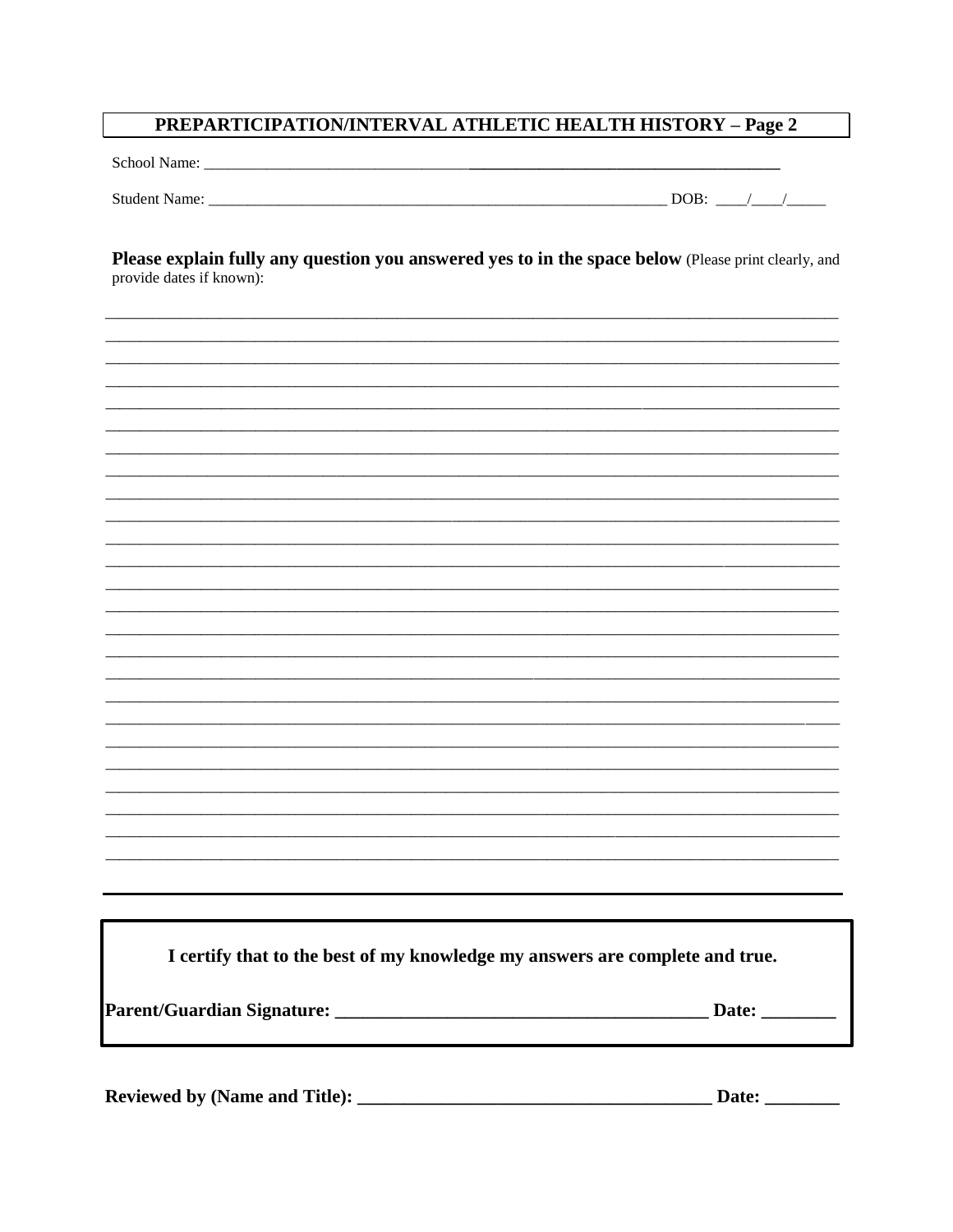## PREPARTICIPATION/INTERVAL ATHLETIC HEALTH HISTORY – Page 2

School Name: ___________________________________________________________________________

Student Name: _____________________________________________________________ DOB: ____/____/_____

**Please explain fully any question you answered yes to in the space below** (Please print clearly, and provide dates if known):

_____________________________________________________________________________________
_____________________________________________________________________________________
_____________________________________________________________________________________
_____________________________________________________________________________________
_____________________________________________________________________________________
_____________________________________________________________________________________
_____________________________________________________________________________________
_____________________________________________________________________________________
_____________________________________________________________________________________
_____________________________________________________________________________________
_____________________________________________________________________________________
_____________________________________________________________________________________
_____________________________________________________________________________________
_____________________________________________________________________________________
_____________________________________________________________________________________
_____________________________________________________________________________________
_____________________________________________________________________________________
_____________________________________________________________________________________
_____________________________________________________________________________________
_____________________________________________________________________________________
_____________________________________________________________________________________
_____________________________________________________________________________________
_____________________________________________________________________________________
_____________________________________________________________________________________
_____________________________________________________________________________________

**I certify that to the best of my knowledge my answers are complete and true.**

**Parent/Guardian Signature: ________________________________________ Date: ________**

**Reviewed by (Name and Title): ______________________________________ Date: ________**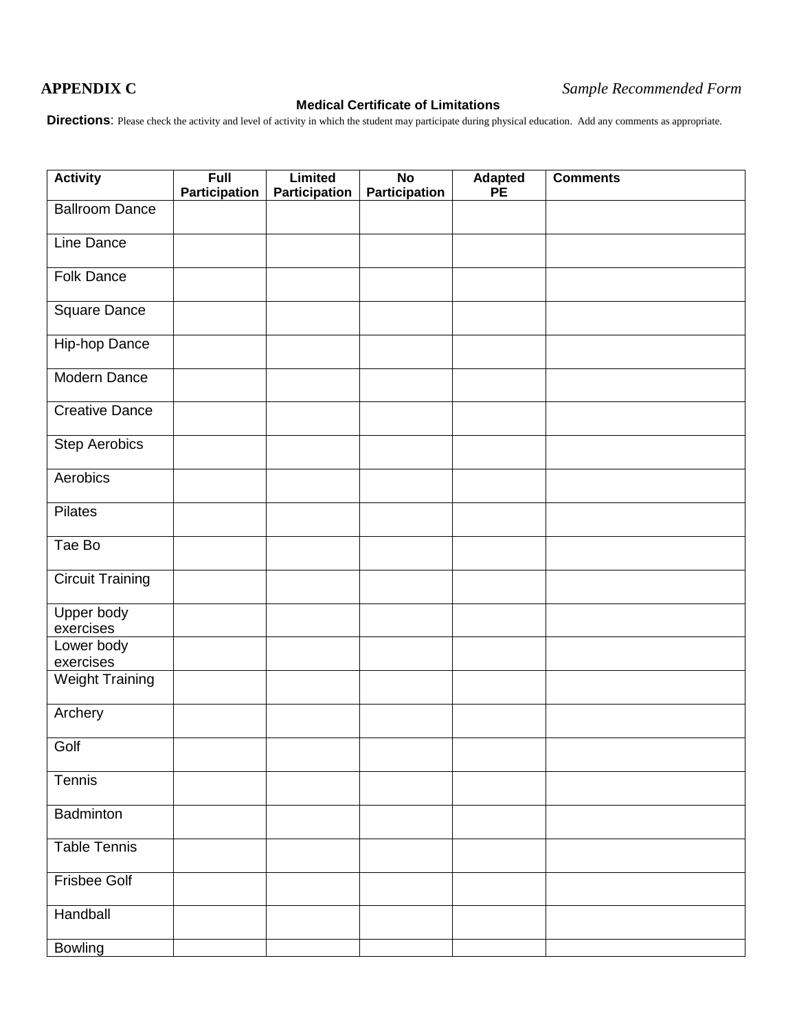**APPENDIX C** *Sample Recommended Form*

**Medical Certificate of Limitations**

**Directions**: Please check the activity and level of activity in which the student may participate during physical education. Add any comments as appropriate.

| Activity | Full Participation | Limited Participation | No Participation | Adapted PE | Comments |
|---|---|---|---|---|---|
| Ballroom Dance | | | | | |
| Line Dance | | | | | |
| Folk Dance | | | | | |
| Square Dance | | | | | |
| Hip-hop Dance | | | | | |
| Modern Dance | | | | | |
| Creative Dance | | | | | |
| Step Aerobics | | | | | |
| Aerobics | | | | | |
| Pilates | | | | | |
| Tae Bo | | | | | |
| Circuit Training | | | | | |
| Upper body exercises | | | | | |
| Lower body exercises | | | | | |
| Weight Training | | | | | |
| Archery | | | | | |
| Golf | | | | | |
| Tennis | | | | | |
| Badminton | | | | | |
| Table Tennis | | | | | |
| Frisbee Golf | | | | | |
| Handball | | | | | |
| Bowling | | | | | |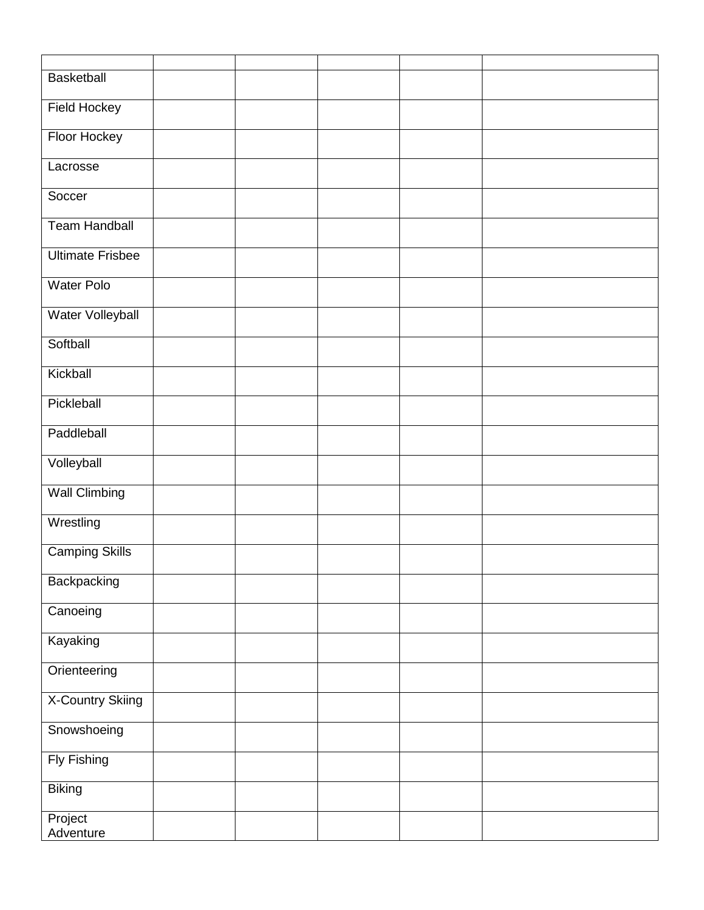| | | | | | |
|---|---|---|---|---|---|
| Basketball | | | | | |
| Field Hockey | | | | | |
| Floor Hockey | | | | | |
| Lacrosse | | | | | |
| Soccer | | | | | |
| Team Handball | | | | | |
| Ultimate Frisbee | | | | | |
| Water Polo | | | | | |
| Water Volleyball | | | | | |
| Softball | | | | | |
| Kickball | | | | | |
| Pickleball | | | | | |
| Paddleball | | | | | |
| Volleyball | | | | | |
| Wall Climbing | | | | | |
| Wrestling | | | | | |
| Camping Skills | | | | | |
| Backpacking | | | | | |
| Canoeing | | | | | |
| Kayaking | | | | | |
| Orienteering | | | | | |
| X-Country Skiing | | | | | |
| Snowshoeing | | | | | |
| Fly Fishing | | | | | |
| Biking | | | | | |
| Project Adventure | | | | | |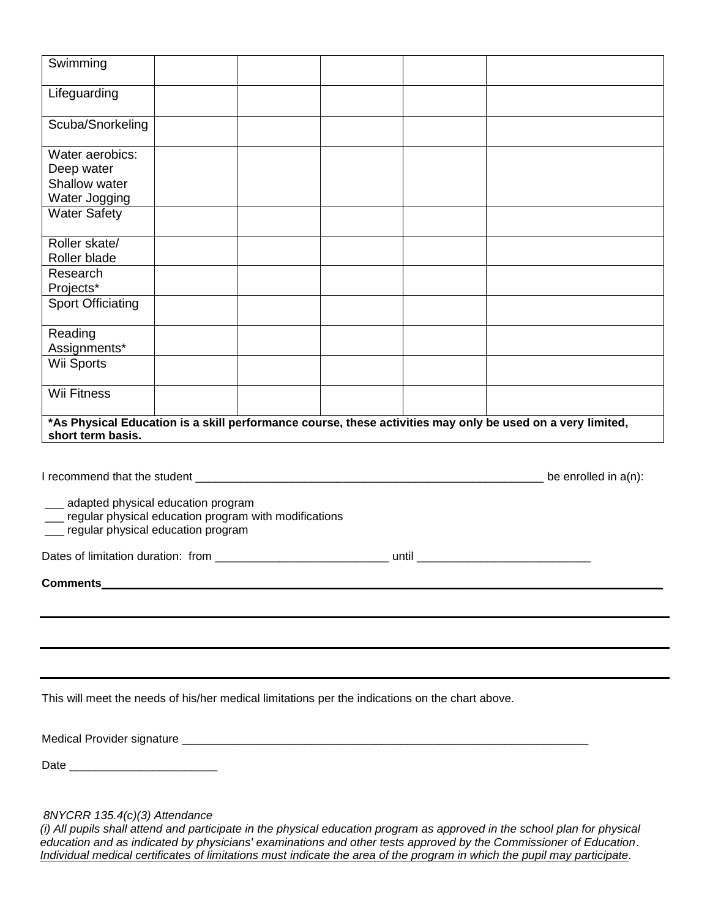| | | | | | |
|---|---|---|---|---|---|
| Swimming | | | | | |
| Lifeguarding | | | | | |
| Scuba/Snorkeling | | | | | |
| Water aerobics: Deep water Shallow water Water Jogging | | | | | |
| Water Safety | | | | | |
| Roller skate/ Roller blade | | | | | |
| Research Projects* | | | | | |
| Sport Officiating | | | | | |
| Reading Assignments* | | | | | |
| Wii Sports | | | | | |
| Wii Fitness | | | | | |
| **\*As Physical Education is a skill performance course, these activities may only be used on a very limited, short term basis.** | | | | | |

I recommend that the student ________________________________________________________ be enrolled in a(n):

___ adapted physical education program
___ regular physical education program with modifications
___ regular physical education program

Dates of limitation duration: from ___________________________ until ___________________________

**Comments**____________________________________________________________________________________

______________________________________________________________________________________________

______________________________________________________________________________________________

______________________________________________________________________________________________

This will meet the needs of his/her medical limitations per the indications on the chart above.

Medical Provider signature _________________________________________________________________

Date _______________________

*8NYCRR 135.4(c)(3) Attendance*
*(i) All pupils shall attend and participate in the physical education program as approved in the school plan for physical education and as indicated by physicians' examinations and other tests approved by the Commissioner of Education. <u>Individual medical certificates of limitations must indicate the area of the program in which the pupil may participate</u>.*